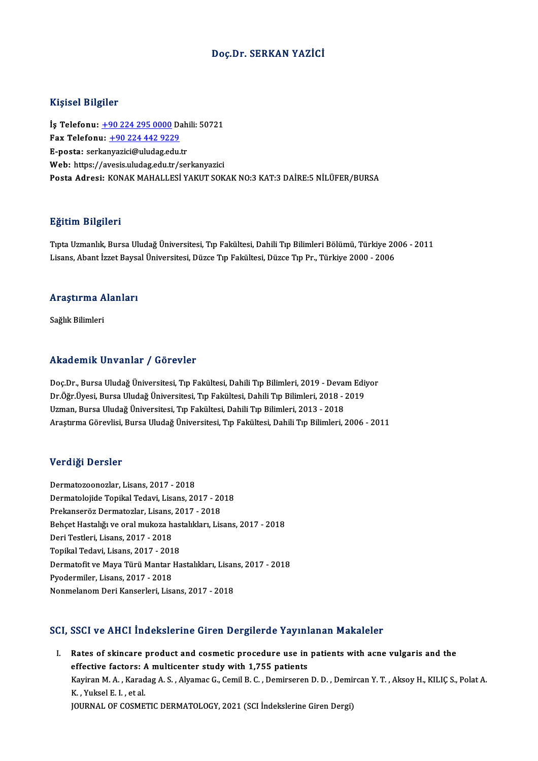# Doç.Dr. SERKAN YAZİCİ

## Kişisel Bilgiler

**İş Telefonu:** +90 224 295 0000 Dahili: 50721
**Fax Telefonu:** +90 224 442 9229
**E-posta:** serkanyazici@uludag.edu.tr
**Web:** https://avesis.uludag.edu.tr/serkanyazici
**Posta Adresi:** KONAK MAHALLESİ YAKUT SOKAK NO:3 KAT:3 DAİRE:5 NİLÜFER/BURSA

## Eğitim Bilgileri

Tıpta Uzmanlık, Bursa Uludağ Üniversitesi, Tıp Fakültesi, Dahili Tıp Bilimleri Bölümü, Türkiye 2006 - 2011
Lisans, Abant İzzet Baysal Üniversitesi, Düzce Tıp Fakültesi, Düzce Tıp Pr., Türkiye 2000 - 2006

## Araştırma Alanları

Sağlık Bilimleri

## Akademik Unvanlar / Görevler

Doç.Dr., Bursa Uludağ Üniversitesi, Tıp Fakültesi, Dahili Tıp Bilimleri, 2019 - Devam Ediyor
Dr.Öğr.Üyesi, Bursa Uludağ Üniversitesi, Tıp Fakültesi, Dahili Tıp Bilimleri, 2018 - 2019
Uzman, Bursa Uludağ Üniversitesi, Tıp Fakültesi, Dahili Tıp Bilimleri, 2013 - 2018
Araştırma Görevlisi, Bursa Uludağ Üniversitesi, Tıp Fakültesi, Dahili Tıp Bilimleri, 2006 - 2011

## Verdiği Dersler

Dermatozoonozlar, Lisans, 2017 - 2018
Dermatolojide Topikal Tedavi, Lisans, 2017 - 2018
Prekanseröz Dermatozlar, Lisans, 2017 - 2018
Behçet Hastalığı ve oral mukoza hastalıkları, Lisans, 2017 - 2018
Deri Testleri, Lisans, 2017 - 2018
Topikal Tedavi, Lisans, 2017 - 2018
Dermatofit ve Maya Türü Mantar Hastalıkları, Lisans, 2017 - 2018
Pyodermiler, Lisans, 2017 - 2018
Nonmelanom Deri Kanserleri, Lisans, 2017 - 2018

## SCI, SSCI ve AHCI İndekslerine Giren Dergilerde Yayınlanan Makaleler

I. **Rates of skincare product and cosmetic procedure use in patients with acne vulgaris and the effective factors: A multicenter study with 1,755 patients**
Kayiran M. A. , Karadag A. S. , Alyamac G., Cemil B. C. , Demirseren D. D. , Demircan Y. T. , Aksoy H., KILIÇ S., Polat A. K. , Yuksel E. I. , et al.
JOURNAL OF COSMETIC DERMATOLOGY, 2021 (SCI İndekslerine Giren Dergi)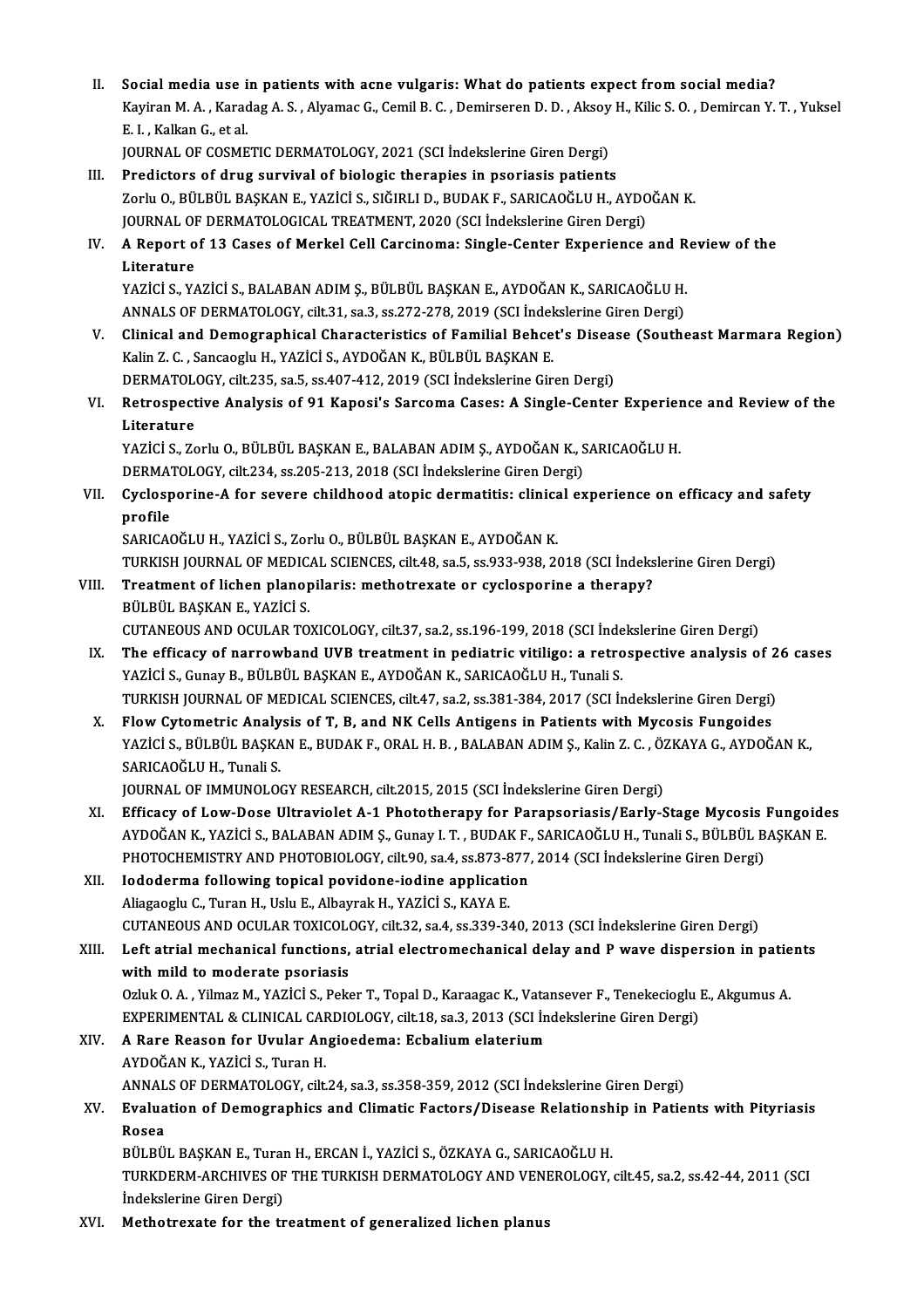II. **Social media use in patients with acne vulgaris: What do patients expect from social media?**
Kayiran M. A. , Karadag A. S. , Alyamac G., Cemil B. C. , Demirseren D. D. , Aksoy H., Kilic S. O. , Demircan Y. T. , Yuksel E. I. , Kalkan G., et al.
JOURNAL OF COSMETIC DERMATOLOGY, 2021 (SCI İndekslerine Giren Dergi)

III. **Predictors of drug survival of biologic therapies in psoriasis patients**
Zorlu O., BÜLBÜL BAŞKAN E., YAZİCİ S., SIĞIRLI D., BUDAK F., SARICAOĞLU H., AYDOĞAN K.
JOURNAL OF DERMATOLOGICAL TREATMENT, 2020 (SCI İndekslerine Giren Dergi)

IV. **A Report of 13 Cases of Merkel Cell Carcinoma: Single-Center Experience and Review of the Literature**
YAZİCİ S., YAZİCİ S., BALABAN ADIM Ş., BÜLBÜL BAŞKAN E., AYDOĞAN K., SARICAOĞLU H.
ANNALS OF DERMATOLOGY, cilt.31, sa.3, ss.272-278, 2019 (SCI İndekslerine Giren Dergi)

V. **Clinical and Demographical Characteristics of Familial Behcet's Disease (Southeast Marmara Region)**
Kalin Z. C. , Sancaoglu H., YAZİCİ S., AYDOĞAN K., BÜLBÜL BAŞKAN E.
DERMATOLOGY, cilt.235, sa.5, ss.407-412, 2019 (SCI İndekslerine Giren Dergi)

VI. **Retrospective Analysis of 91 Kaposi's Sarcoma Cases: A Single-Center Experience and Review of the Literature**
YAZİCİ S., Zorlu O., BÜLBÜL BAŞKAN E., BALABAN ADIM Ş., AYDOĞAN K., SARICAOĞLU H.
DERMATOLOGY, cilt.234, ss.205-213, 2018 (SCI İndekslerine Giren Dergi)

VII. **Cyclosporine-A for severe childhood atopic dermatitis: clinical experience on efficacy and safety profile**
SARICAOĞLU H., YAZİCİ S., Zorlu O., BÜLBÜL BAŞKAN E., AYDOĞAN K.
TURKISH JOURNAL OF MEDICAL SCIENCES, cilt.48, sa.5, ss.933-938, 2018 (SCI İndekslerine Giren Dergi)

VIII. **Treatment of lichen planopilaris: methotrexate or cyclosporine a therapy?**
BÜLBÜL BAŞKAN E., YAZİCİ S.
CUTANEOUS AND OCULAR TOXICOLOGY, cilt.37, sa.2, ss.196-199, 2018 (SCI İndekslerine Giren Dergi)

IX. **The efficacy of narrowband UVB treatment in pediatric vitiligo: a retrospective analysis of 26 cases**
YAZİCİ S., Gunay B., BÜLBÜL BAŞKAN E., AYDOĞAN K., SARICAOĞLU H., Tunali S.
TURKISH JOURNAL OF MEDICAL SCIENCES, cilt.47, sa.2, ss.381-384, 2017 (SCI İndekslerine Giren Dergi)

X. **Flow Cytometric Analysis of T, B, and NK Cells Antigens in Patients with Mycosis Fungoides**
YAZİCİ S., BÜLBÜL BAŞKAN E., BUDAK F., ORAL H. B. , BALABAN ADIM Ş., Kalin Z. C. , ÖZKAYA G., AYDOĞAN K., SARICAOĞLU H., Tunali S.
JOURNAL OF IMMUNOLOGY RESEARCH, cilt.2015, 2015 (SCI İndekslerine Giren Dergi)

XI. **Efficacy of Low-Dose Ultraviolet A-1 Phototherapy for Parapsoriasis/Early-Stage Mycosis Fungoides**
AYDOĞAN K., YAZİCİ S., BALABAN ADIM Ş., Gunay I. T. , BUDAK F., SARICAOĞLU H., Tunali S., BÜLBÜL BAŞKAN E.
PHOTOCHEMISTRY AND PHOTOBIOLOGY, cilt.90, sa.4, ss.873-877, 2014 (SCI İndekslerine Giren Dergi)

XII. **Iododerma following topical povidone-iodine application**
Aliagaoglu C., Turan H., Uslu E., Albayrak H., YAZİCİ S., KAYA E.
CUTANEOUS AND OCULAR TOXICOLOGY, cilt.32, sa.4, ss.339-340, 2013 (SCI İndekslerine Giren Dergi)

XIII. **Left atrial mechanical functions, atrial electromechanical delay and P wave dispersion in patients with mild to moderate psoriasis**
Ozluk O. A. , Yilmaz M., YAZİCİ S., Peker T., Topal D., Karaagac K., Vatansever F., Tenekecioglu E., Akgumus A.
EXPERIMENTAL & CLINICAL CARDIOLOGY, cilt.18, sa.3, 2013 (SCI İndekslerine Giren Dergi)

XIV. **A Rare Reason for Uvular Angioedema: Ecbalium elaterium**
AYDOĞAN K., YAZİCİ S., Turan H.
ANNALS OF DERMATOLOGY, cilt.24, sa.3, ss.358-359, 2012 (SCI İndekslerine Giren Dergi)

XV. **Evaluation of Demographics and Climatic Factors/Disease Relationship in Patients with Pityriasis Rosea**
BÜLBÜL BAŞKAN E., Turan H., ERCAN İ., YAZİCİ S., ÖZKAYA G., SARICAOĞLU H.
TURKDERM-ARCHIVES OF THE TURKISH DERMATOLOGY AND VENEROLOGY, cilt.45, sa.2, ss.42-44, 2011 (SCI İndekslerine Giren Dergi)

XVI. **Methotrexate for the treatment of generalized lichen planus**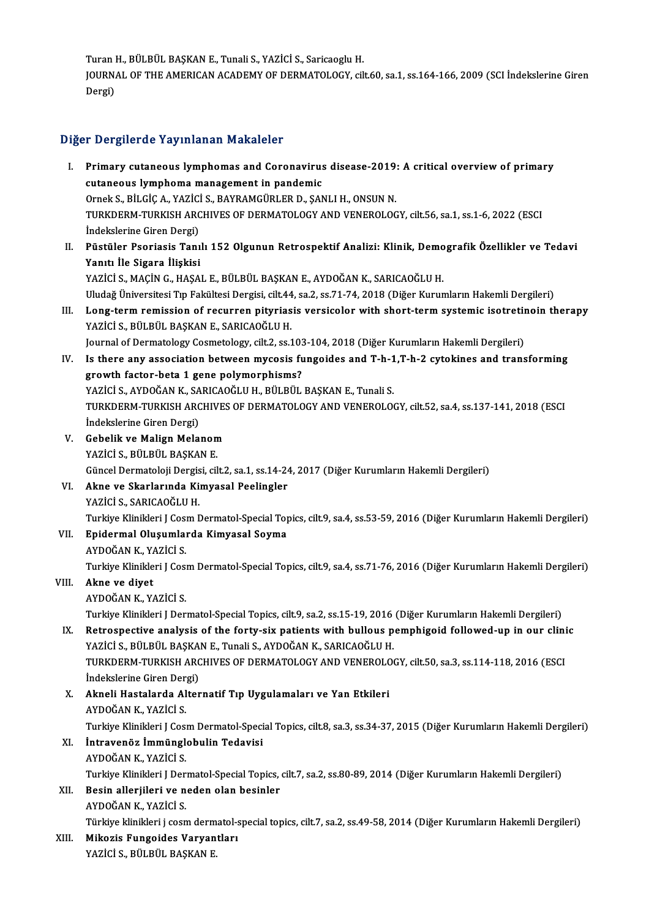Turan H., BÜLBÜL BAŞKAN E., Tunali S., YAZİCİ S., Saricaoglu H.
JOURNAL OF THE AMERICAN ACADEMY OF DERMATOLOGY, cilt.60, sa.1, ss.164-166, 2009 (SCI İndekslerine Giren Dergi)

## Diğer Dergilerde Yayınlanan Makaleler

I. **Primary cutaneous lymphomas and Coronavirus disease-2019: A critical overview of primary cutaneous lymphoma management in pandemic**
Ornek S., BİLGİÇ A., YAZİCİ S., BAYRAMGÜRLER D., ŞANLI H., ONSUN N.
TURKDERM-TURKISH ARCHIVES OF DERMATOLOGY AND VENEROLOGY, cilt.56, sa.1, ss.1-6, 2022 (ESCI İndekslerine Giren Dergi)

II. **Püstüler Psoriasis Tanılı 152 Olgunun Retrospektif Analizi: Klinik, Demografik Özellikler ve Tedavi Yanıtı İle Sigara İlişkisi**
YAZİCİ S., MAÇİN G., HAŞAL E., BÜLBÜL BAŞKAN E., AYDOĞAN K., SARICAOĞLU H.
Uludağ Üniversitesi Tıp Fakültesi Dergisi, cilt.44, sa.2, ss.71-74, 2018 (Diğer Kurumların Hakemli Dergileri)

III. **Long-term remission of recurren pityriasis versicolor with short-term systemic isotretinoin therapy**
YAZİCİ S., BÜLBÜL BAŞKAN E., SARICAOĞLU H.
Journal of Dermatology Cosmetology, cilt.2, ss.103-104, 2018 (Diğer Kurumların Hakemli Dergileri)

IV. **Is there any association between mycosis fungoides and T-h-1,T-h-2 cytokines and transforming growth factor-beta 1 gene polymorphisms?**
YAZİCİ S., AYDOĞAN K., SARICAOĞLU H., BÜLBÜL BAŞKAN E., Tunali S.
TURKDERM-TURKISH ARCHIVES OF DERMATOLOGY AND VENEROLOGY, cilt.52, sa.4, ss.137-141, 2018 (ESCI İndekslerine Giren Dergi)

V. **Gebelik ve Malign Melanom**
YAZİCİ S., BÜLBÜL BAŞKAN E.
Güncel Dermatoloji Dergisi, cilt.2, sa.1, ss.14-24, 2017 (Diğer Kurumların Hakemli Dergileri)

VI. **Akne ve Skarlarında Kimyasal Peelingler**
YAZİCİ S., SARICAOĞLU H.
Turkiye Klinikleri J Cosm Dermatol-Special Topics, cilt.9, sa.4, ss.53-59, 2016 (Diğer Kurumların Hakemli Dergileri)

VII. **Epidermal Oluşumlarda Kimyasal Soyma**
AYDOĞAN K., YAZİCİ S.
Turkiye Klinikleri J Cosm Dermatol-Special Topics, cilt.9, sa.4, ss.71-76, 2016 (Diğer Kurumların Hakemli Dergileri)

VIII. **Akne ve diyet**
AYDOĞAN K., YAZİCİ S.
Turkiye Klinikleri J Dermatol-Special Topics, cilt.9, sa.2, ss.15-19, 2016 (Diğer Kurumların Hakemli Dergileri)

IX. **Retrospective analysis of the forty-six patients with bullous pemphigoid followed-up in our clinic**
YAZİCİ S., BÜLBÜL BAŞKAN E., Tunali S., AYDOĞAN K., SARICAOĞLU H.
TURKDERM-TURKISH ARCHIVES OF DERMATOLOGY AND VENEROLOGY, cilt.50, sa.3, ss.114-118, 2016 (ESCI İndekslerine Giren Dergi)

X. **Akneli Hastalarda Alternatif Tıp Uygulamaları ve Yan Etkileri**
AYDOĞAN K., YAZİCİ S.
Turkiye Klinikleri J Cosm Dermatol-Special Topics, cilt.8, sa.3, ss.34-37, 2015 (Diğer Kurumların Hakemli Dergileri)

XI. **İntravenöz İmmünglobulin Tedavisi**
AYDOĞAN K., YAZİCİ S.
Turkiye Klinikleri J Dermatol-Special Topics, cilt.7, sa.2, ss.80-89, 2014 (Diğer Kurumların Hakemli Dergileri)

XII. **Besin allerjileri ve neden olan besinler**
AYDOĞAN K., YAZİCİ S.
Türkiye klinikleri j cosm dermatol-special topics, cilt.7, sa.2, ss.49-58, 2014 (Diğer Kurumların Hakemli Dergileri)

XIII. **Mikozis Fungoides Varyantları**
YAZİCİ S., BÜLBÜL BAŞKAN E.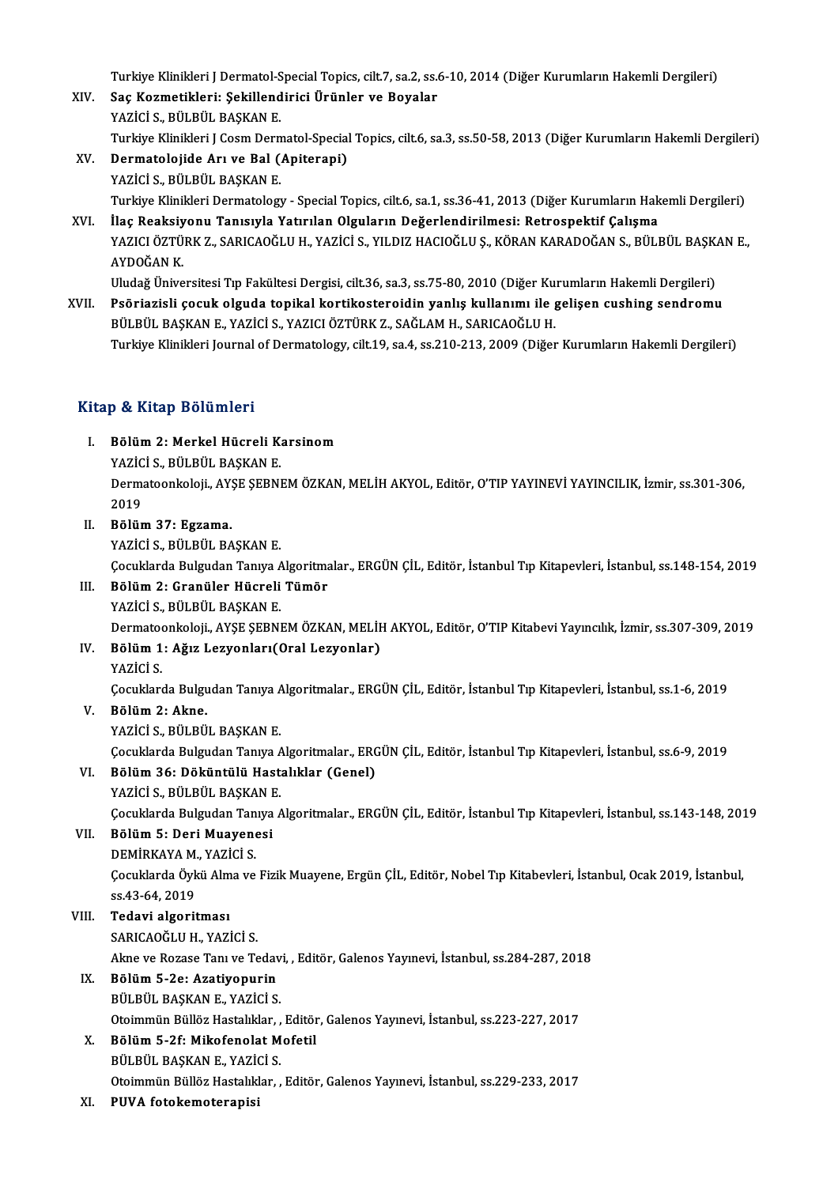Turkiye Klinikleri J Dermatol-Special Topics, cilt.7, sa.2, ss.6-10, 2014 (Diğer Kurumların Hakemli Dergileri)

XIV. **Saç Kozmetikleri: Şekillendirici Ürünler ve Boyalar**
YAZİCİ S., BÜLBÜL BAŞKAN E.
Turkiye Klinikleri J Cosm Dermatol-Special Topics, cilt.6, sa.3, ss.50-58, 2013 (Diğer Kurumların Hakemli Dergileri)

XV. **Dermatolojide Arı ve Bal (Apiterapi)**
YAZİCİ S., BÜLBÜL BAŞKAN E.
Turkiye Klinikleri Dermatology - Special Topics, cilt.6, sa.1, ss.36-41, 2013 (Diğer Kurumların Hakemli Dergileri)

XVI. **İlaç Reaksiyonu Tanısıyla Yatırılan Olguların Değerlendirilmesi: Retrospektif Çalışma**
YAZICI ÖZTÜRK Z., SARICAOĞLU H., YAZİCİ S., YILDIZ HACIOĞLU Ş., KÖRAN KARADOĞAN S., BÜLBÜL BAŞKAN E., AYDOĞAN K.
Uludağ Üniversitesi Tıp Fakültesi Dergisi, cilt.36, sa.3, ss.75-80, 2010 (Diğer Kurumların Hakemli Dergileri)

XVII. **Psöriazisli çocuk olguda topikal kortikosteroidin yanlış kullanımı ile gelişen cushing sendromu**
BÜLBÜL BAŞKAN E., YAZİCİ S., YAZICI ÖZTÜRK Z., SAĞLAM H., SARICAOĞLU H.
Turkiye Klinikleri Journal of Dermatology, cilt.19, sa.4, ss.210-213, 2009 (Diğer Kurumların Hakemli Dergileri)

## Kitap & Kitap Bölümleri

I. **Bölüm 2: Merkel Hücreli Karsinom**
YAZİCİ S., BÜLBÜL BAŞKAN E.
Dermatoonkoloji., AYŞE ŞEBNEM ÖZKAN, MELİH AKYOL, Editör, O'TIP YAYINEVİ YAYINCILIK, İzmir, ss.301-306, 2019

II. **Bölüm 37: Egzama.**
YAZİCİ S., BÜLBÜL BAŞKAN E.
Çocuklarda Bulgudan Tanıya Algoritmalar., ERGÜN ÇİL, Editör, İstanbul Tıp Kitapevleri, İstanbul, ss.148-154, 2019

III. **Bölüm 2: Granüler Hücreli Tümör**
YAZİCİ S., BÜLBÜL BAŞKAN E.
Dermatoonkoloji., AYŞE ŞEBNEM ÖZKAN, MELİH AKYOL, Editör, O'TIP Kitabevi Yayıncılık, İzmir, ss.307-309, 2019

IV. **Bölüm 1: Ağız Lezyonları(Oral Lezyonlar)**
YAZİCİ S.
Çocuklarda Bulgudan Tanıya Algoritmalar., ERGÜN ÇİL, Editör, İstanbul Tıp Kitapevleri, İstanbul, ss.1-6, 2019

V. **Bölüm 2: Akne.**
YAZİCİ S., BÜLBÜL BAŞKAN E.
Çocuklarda Bulgudan Tanıya Algoritmalar., ERGÜN ÇİL, Editör, İstanbul Tıp Kitapevleri, İstanbul, ss.6-9, 2019

VI. **Bölüm 36: Döküntülü Hastalıklar (Genel)**
YAZİCİ S., BÜLBÜL BAŞKAN E.
Çocuklarda Bulgudan Tanıya Algoritmalar., ERGÜN ÇİL, Editör, İstanbul Tıp Kitapevleri, İstanbul, ss.143-148, 2019

VII. **Bölüm 5: Deri Muayenesi**
DEMİRKAYA M., YAZİCİ S.
Çocuklarda Öykü Alma ve Fizik Muayene, Ergün ÇİL, Editör, Nobel Tıp Kitabevleri, İstanbul, Ocak 2019, İstanbul, ss.43-64, 2019

VIII. **Tedavi algoritması**
SARICAOĞLU H., YAZİCİ S.
Akne ve Rozase Tanı ve Tedavi, , Editör, Galenos Yayınevi, İstanbul, ss.284-287, 2018

IX. **Bölüm 5-2e: Azatiyopurin**
BÜLBÜL BAŞKAN E., YAZİCİ S.
Otoimmün Büllöz Hastalıklar, , Editör, Galenos Yayınevi, İstanbul, ss.223-227, 2017

X. **Bölüm 5-2f: Mikofenolat Mofetil**
BÜLBÜL BAŞKAN E., YAZİCİ S.
Otoimmün Büllöz Hastalıklar, , Editör, Galenos Yayınevi, İstanbul, ss.229-233, 2017

XI. **PUVA fotokemoterapisi**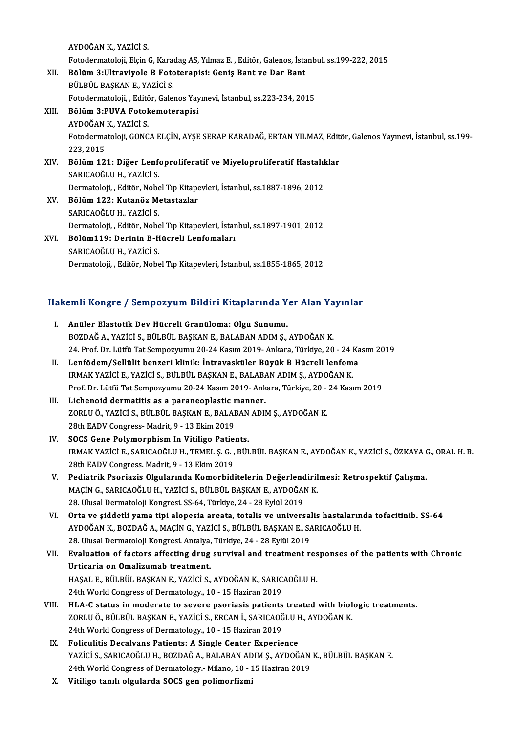AYDOĞAN K., YAZİCİ S.

Fotodermatoloji, Elçin G, Karadag AS, Yılmaz E. , Editör, Galenos, İstanbul, ss.199-222, 2015

XII. **Bölüm 3:Ultraviyole B Fototerapisi: Geniş Bant ve Dar Bant**
BÜLBÜL BAŞKAN E., YAZİCİ S.
Fotodermatoloji, , Editör, Galenos Yayınevi, İstanbul, ss.223-234, 2015

XIII. **Bölüm 3:PUVA Fotokemoterapisi**
AYDOĞAN K., YAZİCİ S.
Fotodermatoloji, GONCA ELÇİN, AYŞE SERAP KARADAĞ, ERTAN YILMAZ, Editör, Galenos Yayınevi, İstanbul, ss.199-223, 2015

XIV. **Bölüm 121: Diğer Lenfoproliferatif ve Miyeloproliferatif Hastalıklar**
SARICAOĞLU H., YAZİCİ S.
Dermatoloji, , Editör, Nobel Tıp Kitapevleri, İstanbul, ss.1887-1896, 2012

XV. **Bölüm 122: Kutanöz Metastazlar**
SARICAOĞLU H., YAZİCİ S.
Dermatoloji, , Editör, Nobel Tıp Kitapevleri, İstanbul, ss.1897-1901, 2012

XVI. **Bölüm119: Derinin B-Hücreli Lenfomaları**
SARICAOĞLU H., YAZİCİ S.
Dermatoloji, , Editör, Nobel Tıp Kitapevleri, İstanbul, ss.1855-1865, 2012

## Hakemli Kongre / Sempozyum Bildiri Kitaplarında Yer Alan Yayınlar

I. **Anüler Elastotik Dev Hücreli Granüloma: Olgu Sunumu.**
BOZDAĞ A., YAZİCİ S., BÜLBÜL BAŞKAN E., BALABAN ADIM Ş., AYDOĞAN K.
24. Prof. Dr. Lütfü Tat Sempozyumu 20-24 Kasım 2019- Ankara, Türkiye, 20 - 24 Kasım 2019

II. **Lenfödem/Sellülit benzeri klinik: İntravasküler Büyük B Hücreli lenfoma**
IRMAK YAZİCİ E., YAZİCİ S., BÜLBÜL BAŞKAN E., BALABAN ADIM Ş., AYDOĞAN K.
Prof. Dr. Lütfü Tat Sempozyumu 20-24 Kasım 2019- Ankara, Türkiye, 20 - 24 Kasım 2019

III. **Lichenoid dermatitis as a paraneoplastic manner.**
ZORLU Ö., YAZİCİ S., BÜLBÜL BAŞKAN E., BALABAN ADIM Ş., AYDOĞAN K.
28th EADV Congress- Madrit, 9 - 13 Ekim 2019

IV. **SOCS Gene Polymorphism In Vitiligo Patients.**
IRMAK YAZİCİ E., SARICAOĞLU H., TEMEL Ş. G. , BÜLBÜL BAŞKAN E., AYDOĞAN K., YAZİCİ S., ÖZKAYA G., ORAL H. B.
28th EADV Congress. Madrit, 9 - 13 Ekim 2019

V. **Pediatrik Psoriazis Olgularında Komorbiditelerin Değerlendirilmesi: Retrospektif Çalışma.**
MAÇİN G., SARICAOĞLU H., YAZİCİ S., BÜLBÜL BAŞKAN E., AYDOĞAN K.
28. Ulusal Dermatoloji Kongresi. SS-64, Türkiye, 24 - 28 Eylül 2019

VI. **Orta ve şiddetli yama tipi alopesia areata, totalis ve universalis hastalarında tofacitinib. SS-64**
AYDOĞAN K., BOZDAĞ A., MAÇİN G., YAZİCİ S., BÜLBÜL BAŞKAN E., SARICAOĞLU H.
28. Ulusal Dermatoloji Kongresi. Antalya, Türkiye, 24 - 28 Eylül 2019

VII. **Evaluation of factors affecting drug survival and treatment responses of the patients with Chronic Urticaria on Omalizumab treatment.**
HAŞAL E., BÜLBÜL BAŞKAN E., YAZİCİ S., AYDOĞAN K., SARICAOĞLU H.
24th World Congress of Dermatology., 10 - 15 Haziran 2019

VIII. **HLA-C status in moderate to severe psoriasis patients treated with biologic treatments.**
ZORLU Ö., BÜLBÜL BAŞKAN E., YAZİCİ S., ERCAN İ., SARICAOĞLU H., AYDOĞAN K.
24th World Congress of Dermatology., 10 - 15 Haziran 2019

IX. **Foliculitis Decalvans Patients: A Single Center Experience**
YAZİCİ S., SARICAOĞLU H., BOZDAĞ A., BALABAN ADIM Ş., AYDOĞAN K., BÜLBÜL BAŞKAN E.
24th World Congress of Dermatology.- Milano, 10 - 15 Haziran 2019

X. **Vitiligo tanılı olgularda SOCS gen polimorfizmi**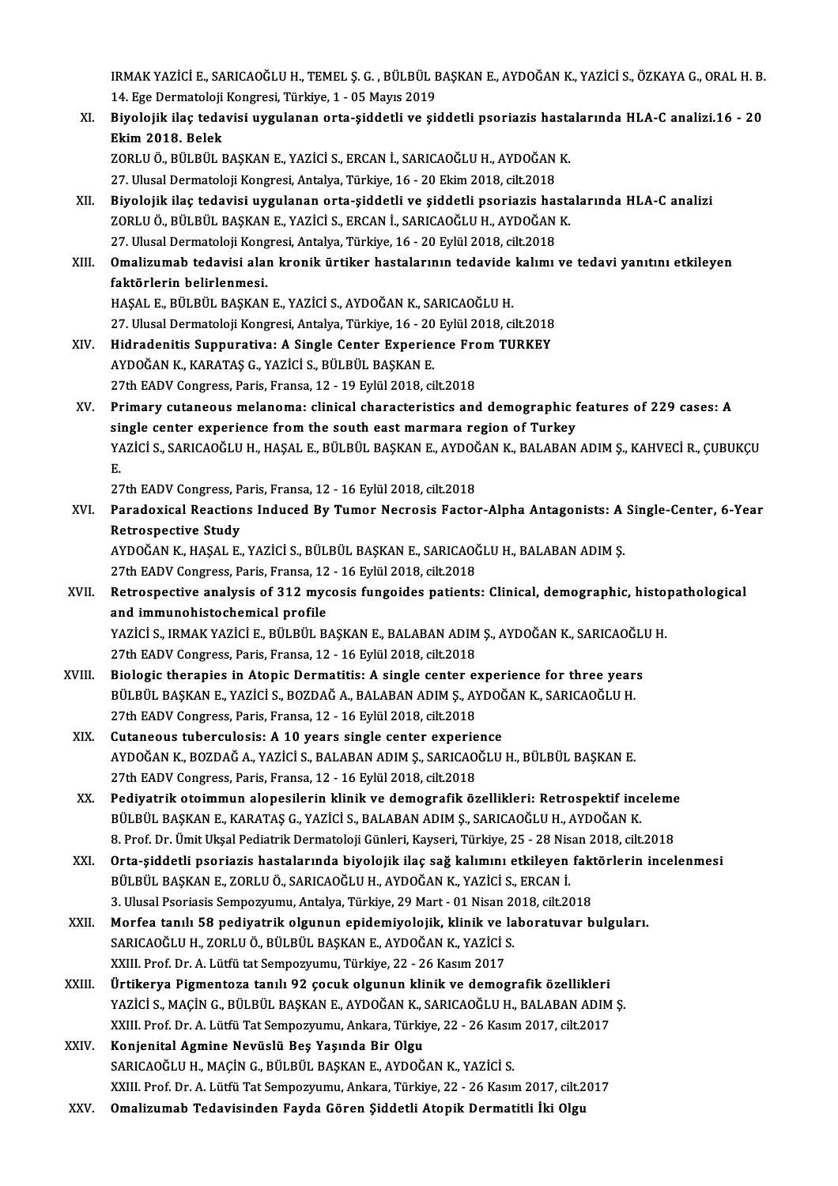IRMAK YAZİCİ E., SARICAOĞLU H., TEMEL Ş. G. , BÜLBÜL BAŞKAN E., AYDOĞAN K., YAZİCİ S., ÖZKAYA G., ORAL H. B.
14. Ege Dermatoloji Kongresi, Türkiye, 1 - 05 Mayıs 2019

XI. **Biyolojik ilaç tedavisi uygulanan orta-şiddetli ve şiddetli psoriazis hastalarında HLA-C analizi.16 - 20 Ekim 2018. Belek**
ZORLU Ö., BÜLBÜL BAŞKAN E., YAZİCİ S., ERCAN İ., SARICAOĞLU H., AYDOĞAN K.
27. Ulusal Dermatoloji Kongresi, Antalya, Türkiye, 16 - 20 Ekim 2018, cilt.2018

XII. **Biyolojik ilaç tedavisi uygulanan orta-şiddetli ve şiddetli psoriazis hastalarında HLA-C analizi**
ZORLU Ö., BÜLBÜL BAŞKAN E., YAZİCİ S., ERCAN İ., SARICAOĞLU H., AYDOĞAN K.
27. Ulusal Dermatoloji Kongresi, Antalya, Türkiye, 16 - 20 Eylül 2018, cilt.2018

XIII. **Omalizumab tedavisi alan kronik ürtiker hastalarının tedavide kalımı ve tedavi yanıtını etkileyen faktörlerin belirlenmesi.**
HAŞAL E., BÜLBÜL BAŞKAN E., YAZİCİ S., AYDOĞAN K., SARICAOĞLU H.
27. Ulusal Dermatoloji Kongresi, Antalya, Türkiye, 16 - 20 Eylül 2018, cilt.2018

XIV. **Hidradenitis Suppurativa: A Single Center Experience From TURKEY**
AYDOĞAN K., KARATAŞ G., YAZİCİ S., BÜLBÜL BAŞKAN E.
27th EADV Congress, Paris, Fransa, 12 - 19 Eylül 2018, cilt.2018

XV. **Primary cutaneous melanoma: clinical characteristics and demographic features of 229 cases: A single center experience from the south east marmara region of Turkey**
YAZİCİ S., SARICAOĞLU H., HAŞAL E., BÜLBÜL BAŞKAN E., AYDOĞAN K., BALABAN ADIM Ş., KAHVECİ R., ÇUBUKÇU E.
27th EADV Congress, Paris, Fransa, 12 - 16 Eylül 2018, cilt.2018

XVI. **Paradoxical Reactions Induced By Tumor Necrosis Factor-Alpha Antagonists: A Single-Center, 6-Year Retrospective Study**
AYDOĞAN K., HAŞAL E., YAZİCİ S., BÜLBÜL BAŞKAN E., SARICAOĞLU H., BALABAN ADIM Ş.
27th EADV Congress, Paris, Fransa, 12 - 16 Eylül 2018, cilt.2018

XVII. **Retrospective analysis of 312 mycosis fungoides patients: Clinical, demographic, histopathological and immunohistochemical profile**
YAZİCİ S., IRMAK YAZİCİ E., BÜLBÜL BAŞKAN E., BALABAN ADIM Ş., AYDOĞAN K., SARICAOĞLU H.
27th EADV Congress, Paris, Fransa, 12 - 16 Eylül 2018, cilt.2018

XVIII. **Biologic therapies in Atopic Dermatitis: A single center experience for three years**
BÜLBÜL BAŞKAN E., YAZİCİ S., BOZDAĞ A., BALABAN ADIM Ş., AYDOĞAN K., SARICAOĞLU H.
27th EADV Congress, Paris, Fransa, 12 - 16 Eylül 2018, cilt.2018

XIX. **Cutaneous tuberculosis: A 10 years single center experience**
AYDOĞAN K., BOZDAĞ A., YAZİCİ S., BALABAN ADIM Ş., SARICAOĞLU H., BÜLBÜL BAŞKAN E.
27th EADV Congress, Paris, Fransa, 12 - 16 Eylül 2018, cilt.2018

XX. **Pediyatrik otoimmun alopesilerin klinik ve demografik özellikleri: Retrospektif inceleme**
BÜLBÜL BAŞKAN E., KARATAŞ G., YAZİCİ S., BALABAN ADIM Ş., SARICAOĞLU H., AYDOĞAN K.
8. Prof. Dr. Ümit Ukşal Pediatrik Dermatoloji Günleri, Kayseri, Türkiye, 25 - 28 Nisan 2018, cilt.2018

XXI. **Orta-şiddetli psoriazis hastalarında biyolojik ilaç sağ kalımını etkileyen faktörlerin incelenmesi**
BÜLBÜL BAŞKAN E., ZORLU Ö., SARICAOĞLU H., AYDOĞAN K., YAZİCİ S., ERCAN İ.
3. Ulusal Psoriasis Sempozyumu, Antalya, Türkiye, 29 Mart - 01 Nisan 2018, cilt.2018

XXII. **Morfea tanılı 58 pediyatrik olgunun epidemiyolojik, klinik ve laboratuvar bulguları.**
SARICAOĞLU H., ZORLU Ö., BÜLBÜL BAŞKAN E., AYDOĞAN K., YAZİCİ S.
XXIII. Prof. Dr. A. Lütfü tat Sempozyumu, Türkiye, 22 - 26 Kasım 2017

XXIII. **Ürtikerya Pigmentoza tanılı 92 çocuk olgunun klinik ve demografik özellikleri**
YAZİCİ S., MAÇİN G., BÜLBÜL BAŞKAN E., AYDOĞAN K., SARICAOĞLU H., BALABAN ADIM Ş.
XXIII. Prof. Dr. A. Lütfü Tat Sempozyumu, Ankara, Türkiye, 22 - 26 Kasım 2017, cilt.2017

XXIV. **Konjenital Agmine Nevüslü Beş Yaşında Bir Olgu**
SARICAOĞLU H., MAÇİN G., BÜLBÜL BAŞKAN E., AYDOĞAN K., YAZİCİ S.
XXIII. Prof. Dr. A. Lütfü Tat Sempozyumu, Ankara, Türkiye, 22 - 26 Kasım 2017, cilt.2017

XXV. **Omalizumab Tedavisinden Fayda Gören Şiddetli Atopik Dermatitli İki Olgu**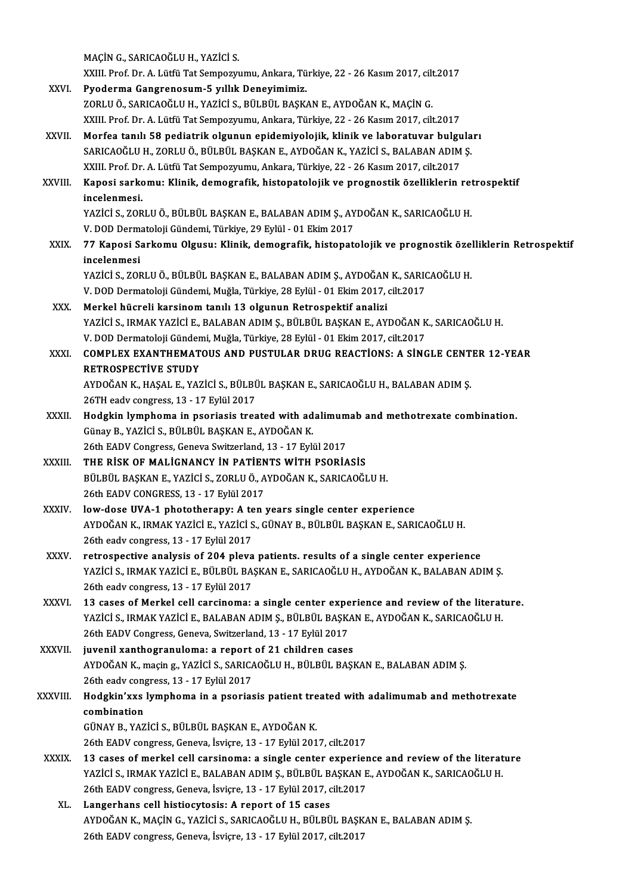MAÇİN G., SARICAOĞLU H., YAZİCİ S.
XXIII. Prof. Dr. A. Lütfü Tat Sempozyumu, Ankara, Türkiye, 22 - 26 Kasım 2017, cilt.2017

XXVI. **Pyoderma Gangrenosum-5 yıllık Deneyimimiz.**
ZORLU Ö., SARICAOĞLU H., YAZİCİ S., BÜLBÜL BAŞKAN E., AYDOĞAN K., MAÇİN G.
XXIII. Prof. Dr. A. Lütfü Tat Sempozyumu, Ankara, Türkiye, 22 - 26 Kasım 2017, cilt.2017

XXVII. **Morfea tanılı 58 pediatrik olgunun epidemiyolojik, klinik ve laboratuvar bulguları**
SARICAOĞLU H., ZORLU Ö., BÜLBÜL BAŞKAN E., AYDOĞAN K., YAZİCİ S., BALABAN ADIM Ş.
XXIII. Prof. Dr. A. Lütfü Tat Sempozyumu, Ankara, Türkiye, 22 - 26 Kasım 2017, cilt.2017

XXVIII. **Kaposi sarkomu: Klinik, demografik, histopatolojik ve prognostik özelliklerin retrospektif incelenmesi.**
YAZİCİ S., ZORLU Ö., BÜLBÜL BAŞKAN E., BALABAN ADIM Ş., AYDOĞAN K., SARICAOĞLU H.
V. DOD Dermatoloji Gündemi, Türkiye, 29 Eylül - 01 Ekim 2017

XXIX. **77 Kaposi Sarkomu Olgusu: Klinik, demografik, histopatolojik ve prognostik özelliklerin Retrospektif incelenmesi**
YAZİCİ S., ZORLU Ö., BÜLBÜL BAŞKAN E., BALABAN ADIM Ş., AYDOĞAN K., SARICAOĞLU H.
V. DOD Dermatoloji Gündemi, Muğla, Türkiye, 28 Eylül - 01 Ekim 2017, cilt.2017

XXX. **Merkel hücreli karsinom tanılı 13 olgunun Retrospektif analizi**
YAZİCİ S., IRMAK YAZİCİ E., BALABAN ADIM Ş., BÜLBÜL BAŞKAN E., AYDOĞAN K., SARICAOĞLU H.
V. DOD Dermatoloji Gündemi, Muğla, Türkiye, 28 Eylül - 01 Ekim 2017, cilt.2017

XXXI. **COMPLEX EXANTHEMATOUS AND PUSTULAR DRUG REACTİONS: A SİNGLE CENTER 12-YEAR RETROSPECTİVE STUDY**
AYDOĞAN K., HAŞAL E., YAZİCİ S., BÜLBÜL BAŞKAN E., SARICAOĞLU H., BALABAN ADIM Ş.
26TH eadv congress, 13 - 17 Eylül 2017

XXXII. **Hodgkin lymphoma in psoriasis treated with adalimumab and methotrexate combination.**
Günay B., YAZİCİ S., BÜLBÜL BAŞKAN E., AYDOĞAN K.
26th EADV Congress, Geneva Switzerland, 13 - 17 Eylül 2017

XXXIII. **THE RİSK OF MALİGNANCY İN PATİENTS WİTH PSORİASİS**
BÜLBÜL BAŞKAN E., YAZİCİ S., ZORLU Ö., AYDOĞAN K., SARICAOĞLU H.
26th EADV CONGRESS, 13 - 17 Eylül 2017

XXXIV. **low-dose UVA-1 phototherapy: A ten years single center experience**
AYDOĞAN K., IRMAK YAZİCİ E., YAZİCİ S., GÜNAY B., BÜLBÜL BAŞKAN E., SARICAOĞLU H.
26th eadv congress, 13 - 17 Eylül 2017

XXXV. **retrospective analysis of 204 pleva patients. results of a single center experience**
YAZİCİ S., IRMAK YAZİCİ E., BÜLBÜL BAŞKAN E., SARICAOĞLU H., AYDOĞAN K., BALABAN ADIM Ş.
26th eadv congress, 13 - 17 Eylül 2017

XXXVI. **13 cases of Merkel cell carcinoma: a single center experience and review of the literature.**
YAZİCİ S., IRMAK YAZİCİ E., BALABAN ADIM Ş., BÜLBÜL BAŞKAN E., AYDOĞAN K., SARICAOĞLU H.
26th EADV Congress, Geneva, Switzerland, 13 - 17 Eylül 2017

XXXVII. **juvenil xanthogranuloma: a report of 21 children cases**
AYDOĞAN K., maçin g., YAZİCİ S., SARICAOĞLU H., BÜLBÜL BAŞKAN E., BALABAN ADIM Ş.
26th eadv congress, 13 - 17 Eylül 2017

XXXVIII. **Hodgkin'xxs lymphoma in a psoriasis patient treated with adalimumab and methotrexate combination**
GÜNAY B., YAZİCİ S., BÜLBÜL BAŞKAN E., AYDOĞAN K.
26th EADV congress, Geneva, İsviçre, 13 - 17 Eylül 2017, cilt.2017

XXXIX. **13 cases of merkel cell carsinoma: a single center experience and review of the literature**
YAZİCİ S., IRMAK YAZİCİ E., BALABAN ADIM Ş., BÜLBÜL BAŞKAN E., AYDOĞAN K., SARICAOĞLU H.
26th EADV congress, Geneva, İsviçre, 13 - 17 Eylül 2017, cilt.2017

XL. **Langerhans cell histiocytosis: A report of 15 cases**
AYDOĞAN K., MAÇİN G., YAZİCİ S., SARICAOĞLU H., BÜLBÜL BAŞKAN E., BALABAN ADIM Ş.
26th EADV congress, Geneva, İsviçre, 13 - 17 Eylül 2017, cilt.2017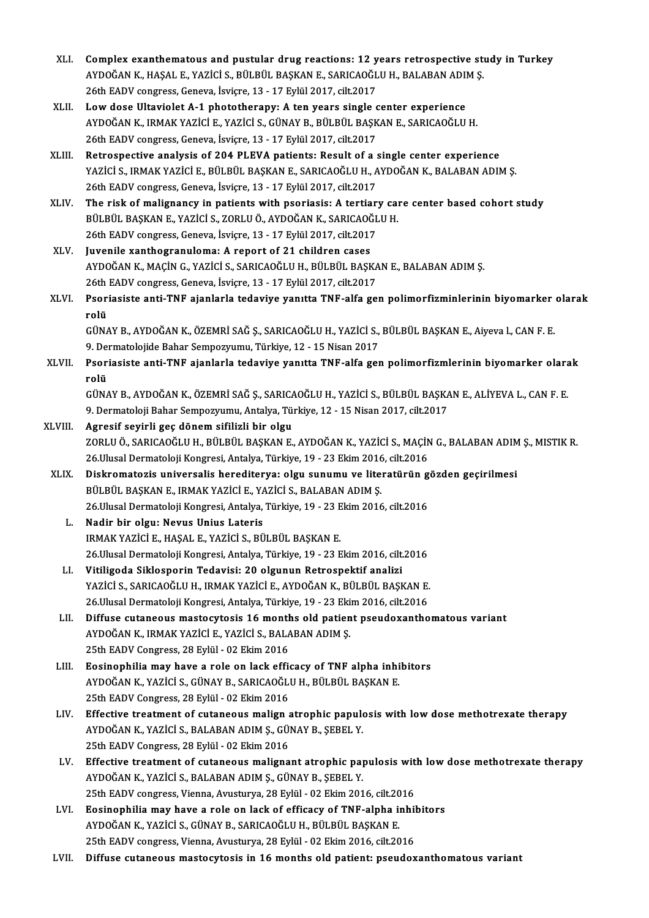XLI. **Complex exanthematous and pustular drug reactions: 12 years retrospective study in Turkey**
AYDOĞAN K., HAŞAL E., YAZİCİ S., BÜLBÜL BAŞKAN E., SARICAOĞLU H., BALABAN ADIM Ş.
26th EADV congress, Geneva, İsviçre, 13 - 17 Eylül 2017, cilt.2017

XLII. **Low dose Ultaviolet A-1 phototherapy: A ten years single center experience**
AYDOĞAN K., IRMAK YAZİCİ E., YAZİCİ S., GÜNAY B., BÜLBÜL BAŞKAN E., SARICAOĞLU H.
26th EADV congress, Geneva, İsviçre, 13 - 17 Eylül 2017, cilt.2017

XLIII. **Retrospective analysis of 204 PLEVA patients: Result of a single center experience**
YAZİCİ S., IRMAK YAZİCİ E., BÜLBÜL BAŞKAN E., SARICAOĞLU H., AYDOĞAN K., BALABAN ADIM Ş.
26th EADV congress, Geneva, İsviçre, 13 - 17 Eylül 2017, cilt.2017

XLIV. **The risk of malignancy in patients with psoriasis: A tertiary care center based cohort study**
BÜLBÜL BAŞKAN E., YAZİCİ S., ZORLU Ö., AYDOĞAN K., SARICAOĞLU H.
26th EADV congress, Geneva, İsviçre, 13 - 17 Eylül 2017, cilt.2017

XLV. **Juvenile xanthogranuloma: A report of 21 children cases**
AYDOĞAN K., MAÇİN G., YAZİCİ S., SARICAOĞLU H., BÜLBÜL BAŞKAN E., BALABAN ADIM Ş.
26th EADV congress, Geneva, İsviçre, 13 - 17 Eylül 2017, cilt.2017

XLVI. **Psoriasiste anti-TNF ajanlarla tedaviye yanıtta TNF-alfa gen polimorfizminlerinin biyomarker olarak rolü**
GÜNAY B., AYDOĞAN K., ÖZEMRİ SAĞ Ş., SARICAOĞLU H., YAZİCİ S., BÜLBÜL BAŞKAN E., Aiyeva l., CAN F. E.
9. Dermatolojide Bahar Sempozyumu, Türkiye, 12 - 15 Nisan 2017

XLVII. **Psoriasiste anti-TNF ajanlarla tedaviye yanıtta TNF-alfa gen polimorfizmlerinin biyomarker olarak rolü**
GÜNAY B., AYDOĞAN K., ÖZEMRİ SAĞ Ş., SARICAOĞLU H., YAZİCİ S., BÜLBÜL BAŞKAN E., ALİYEVA L., CAN F. E.
9. Dermatoloji Bahar Sempozyumu, Antalya, Türkiye, 12 - 15 Nisan 2017, cilt.2017

XLVIII. **Agresif seyirli geç dönem sifilizli bir olgu**
ZORLU Ö., SARICAOĞLU H., BÜLBÜL BAŞKAN E., AYDOĞAN K., YAZİCİ S., MAÇİN G., BALABAN ADIM Ş., MISTIK R.
26.Ulusal Dermatoloji Kongresi, Antalya, Türkiye, 19 - 23 Ekim 2016, cilt.2016

XLIX. **Diskromatozis universalis herediterya: olgu sunumu ve literatürün gözden geçirilmesi**
BÜLBÜL BAŞKAN E., IRMAK YAZİCİ E., YAZİCİ S., BALABAN ADIM Ş.
26.Ulusal Dermatoloji Kongresi, Antalya, Türkiye, 19 - 23 Ekim 2016, cilt.2016

L. **Nadir bir olgu: Nevus Unius Lateris**
IRMAK YAZİCİ E., HAŞAL E., YAZİCİ S., BÜLBÜL BAŞKAN E.
26.Ulusal Dermatoloji Kongresi, Antalya, Türkiye, 19 - 23 Ekim 2016, cilt.2016

LI. **Vitiligoda Siklosporin Tedavisi: 20 olgunun Retrospektif analizi**
YAZİCİ S., SARICAOĞLU H., IRMAK YAZİCİ E., AYDOĞAN K., BÜLBÜL BAŞKAN E.
26.Ulusal Dermatoloji Kongresi, Antalya, Türkiye, 19 - 23 Ekim 2016, cilt.2016

LII. **Diffuse cutaneous mastocytosis 16 months old patient pseudoxanthomatous variant**
AYDOĞAN K., IRMAK YAZİCİ E., YAZİCİ S., BALABAN ADIM Ş.
25th EADV Congress, 28 Eylül - 02 Ekim 2016

LIII. **Eosinophilia may have a role on lack efficacy of TNF alpha inhibitors**
AYDOĞAN K., YAZİCİ S., GÜNAY B., SARICAOĞLU H., BÜLBÜL BAŞKAN E.
25th EADV Congress, 28 Eylül - 02 Ekim 2016

LIV. **Effective treatment of cutaneous malign atrophic papulosis with low dose methotrexate therapy**
AYDOĞAN K., YAZİCİ S., BALABAN ADIM Ş., GÜNAY B., ŞEBEL Y.
25th EADV Congress, 28 Eylül - 02 Ekim 2016

LV. **Effective treatment of cutaneous malignant atrophic papulosis with low dose methotrexate therapy**
AYDOĞAN K., YAZİCİ S., BALABAN ADIM Ş., GÜNAY B., ŞEBEL Y.
25th EADV congress, Vienna, Avusturya, 28 Eylül - 02 Ekim 2016, cilt.2016

LVI. **Eosinophilia may have a role on lack of efficacy of TNF-alpha inhibitors**
AYDOĞAN K., YAZİCİ S., GÜNAY B., SARICAOĞLU H., BÜLBÜL BAŞKAN E.
25th EADV congress, Vienna, Avusturya, 28 Eylül - 02 Ekim 2016, cilt.2016

LVII. **Diffuse cutaneous mastocytosis in 16 months old patient: pseudoxanthomatous variant**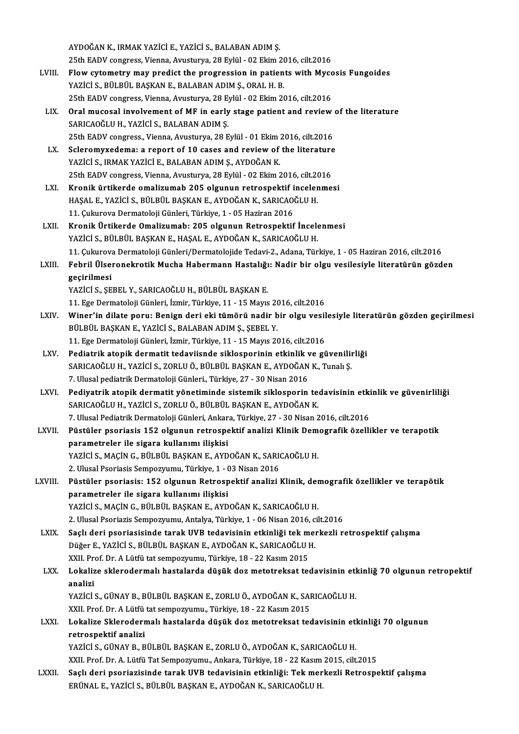AYDOĞAN K., IRMAK YAZİCİ E., YAZİCİ S., BALABAN ADIM Ş.
25th EADV congress, Vienna, Avusturya, 28 Eylül - 02 Ekim 2016, cilt.2016

LVIII. **Flow cytometry may predict the progression in patients with Mycosis Fungoides**
YAZİCİ S., BÜLBÜL BAŞKAN E., BALABAN ADIM Ş., ORAL H. B.
25th EADV congress, Vienna, Avusturya, 28 Eylül - 02 Ekim 2016, cilt.2016

LIX. **Oral mucosal involvement of MF in early stage patient and review of the literature**
SARICAOĞLU H., YAZİCİ S., BALABAN ADIM Ş.
25th EADV congress., Vienna, Avusturya, 28 Eylül - 01 Ekim 2016, cilt.2016

LX. **Scleromyxedema: a report of 10 cases and review of the literature**
YAZİCİ S., IRMAK YAZİCİ E., BALABAN ADIM Ş., AYDOĞAN K.
25th EADV congress, Vienna, Avusturya, 28 Eylül - 02 Ekim 2016, cilt.2016

LXI. **Kronik ürtikerde omalizumab 205 olgunun retrospektif incelenmesi**
HAŞAL E., YAZİCİ S., BÜLBÜL BAŞKAN E., AYDOĞAN K., SARICAOĞLU H.
11. Çukurova Dermatoloji Günleri, Türkiye, 1 - 05 Haziran 2016

LXII. **Kronik Ürtikerde Omalizumab: 205 olgunun Retrospektif İncelenmesi**
YAZİCİ S., BÜLBÜL BAŞKAN E., HAŞAL E., AYDOĞAN K., SARICAOĞLU H.
11. Çukurova Dermatoloji Günleri/Dermatolojide Tedavi-2., Adana, Türkiye, 1 - 05 Haziran 2016, cilt.2016

LXIII. **Febril Ülseronekrotik Mucha Habermann Hastalığı: Nadir bir olgu vesilesiyle literatürün gözden geçirilmesi**
YAZİCİ S., ŞEBEL Y., SARICAOĞLU H., BÜLBÜL BAŞKAN E.
11. Ege Dermatoloji Günleri, İzmir, Türkiye, 11 - 15 Mayıs 2016, cilt.2016

LXIV. **Winer'in dilate poru: Benign deri eki tümörü nadir bir olgu vesilesiyle literatürün gözden geçirilmesi**
BÜLBÜL BAŞKAN E., YAZİCİ S., BALABAN ADIM Ş., ŞEBEL Y.
11. Ege Dermatoloji Günleri, İzmir, Türkiye, 11 - 15 Mayıs 2016, cilt.2016

LXV. **Pediatrik atopik dermatit tedaviisnde siklosporinin etkinlik ve güvenilirliği**
SARICAOĞLU H., YAZİCİ S., ZORLU Ö., BÜLBÜL BAŞKAN E., AYDOĞAN K., Tunalı Ş.
7. Ulusal pediatrik Dermatoloji Günleri., Türkiye, 27 - 30 Nisan 2016

LXVI. **Pediyatrik atopik dermatit yönetiminde sistemik siklosporin tedavisinin etkinlik ve güvenirliliği**
SARICAOĞLU H., YAZİCİ S., ZORLU Ö., BÜLBÜL BAŞKAN E., AYDOĞAN K.
7. Ulusal Pediatrik Dermatoloji Günleri, Ankara, Türkiye, 27 - 30 Nisan 2016, cilt.2016

LXVII. **Püstüler psoriasis 152 olgunun retrospektif analizi Klinik Demografik özellikler ve terapotik parametreler ile sigara kullanımı ilişkisi**
YAZİCİ S., MAÇİN G., BÜLBÜL BAŞKAN E., AYDOĞAN K., SARICAOĞLU H.
2. Ulusal Psoriasis Sempozyumu, Türkiye, 1 - 03 Nisan 2016

LXVIII. **Püstüler psoriasis: 152 olgunun Retrospektif analizi Klinik, demografik özellikler ve terapötik parametreler ile sigara kullanımı ilişkisi**
YAZİCİ S., MAÇİN G., BÜLBÜL BAŞKAN E., AYDOĞAN K., SARICAOĞLU H.
2. Ulusal Psoriazis Sempozyumu, Antalya, Türkiye, 1 - 06 Nisan 2016, cilt.2016

LXIX. **Saçlı deri psoriasisinde tarak UVB tedavisinin etkinliği tek merkezli retrospektif çalışma**
Düğer E., YAZİCİ S., BÜLBÜL BAŞKAN E., AYDOĞAN K., SARICAOĞLU H.
XXII. Prof. Dr. A Lütfü tat sempozyumu, Türkiye, 18 - 22 Kasım 2015

LXX. **Lokalize sklerodermalı hastalarda düşük doz metotreksat tedavisinin etkinliğ 70 olgunun retropektif analizi**
YAZİCİ S., GÜNAY B., BÜLBÜL BAŞKAN E., ZORLU Ö., AYDOĞAN K., SARICAOĞLU H.
XXII. Prof. Dr. A Lütfü tat sempozyumu., Türkiye, 18 - 22 Kasım 2015

LXXI. **Lokalize Sklerodermalı hastalarda düşük doz metotreksat tedavisinin etkinliği 70 olgunun retrospektif analizi**
YAZİCİ S., GÜNAY B., BÜLBÜL BAŞKAN E., ZORLU Ö., AYDOĞAN K., SARICAOĞLU H.
XXII. Prof. Dr. A. Lütfü Tat Sempozyumu., Ankara, Türkiye, 18 - 22 Kasım 2015, cilt.2015

LXXII. **Saçlı deri psoriazisinde tarak UVB tedavisinin etkinliği: Tek merkezli Retrospektif çalışma**
ERÜNAL E., YAZİCİ S., BÜLBÜL BAŞKAN E., AYDOĞAN K., SARICAOĞLU H.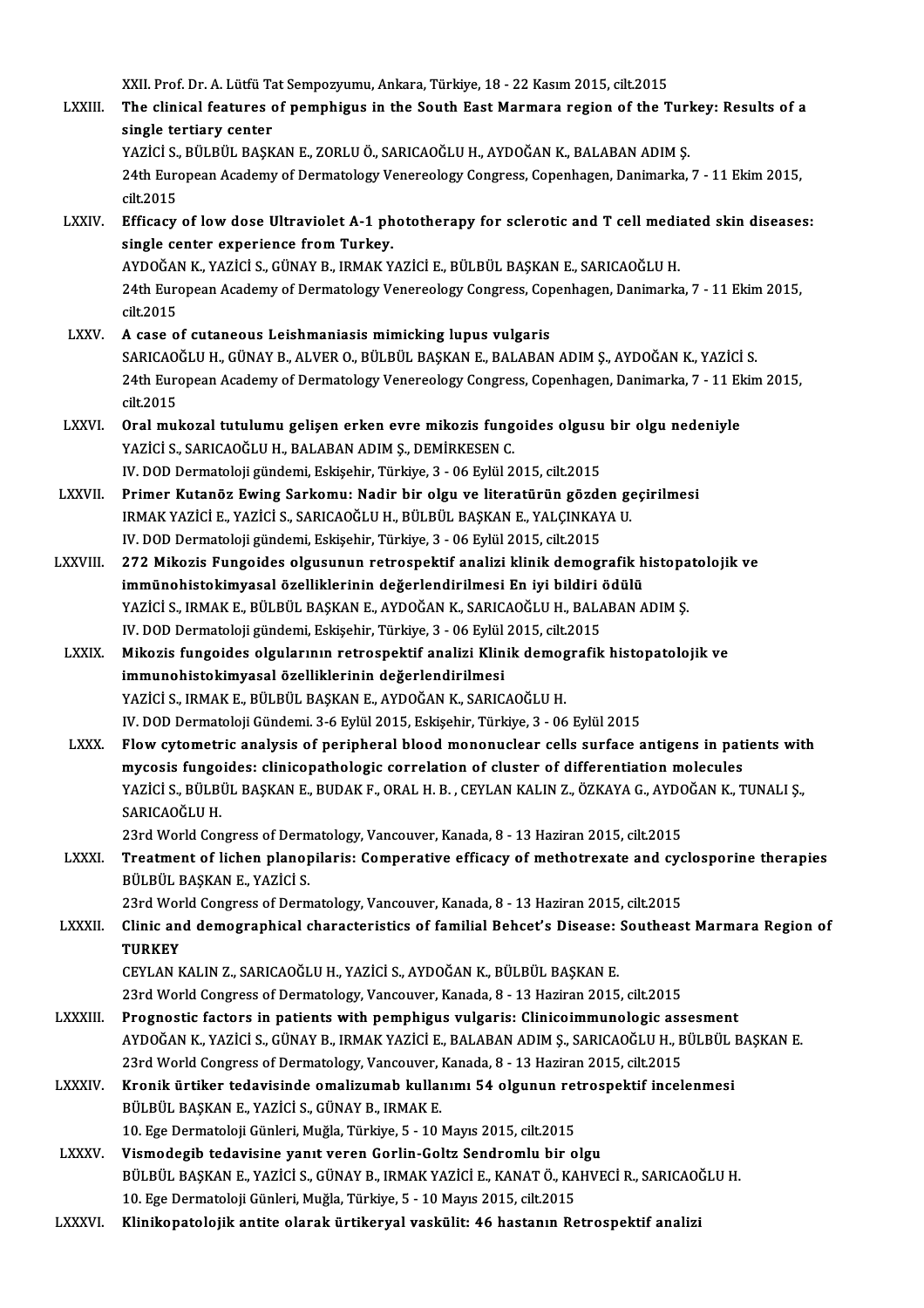XXII. Prof. Dr. A. Lütfü Tat Sempozyumu, Ankara, Türkiye, 18 - 22 Kasım 2015, cilt.2015

LXXIII. **The clinical features of pemphigus in the South East Marmara region of the Turkey: Results of a single tertiary center**
YAZİCİ S., BÜLBÜL BAŞKAN E., ZORLU Ö., SARICAOĞLU H., AYDOĞAN K., BALABAN ADIM Ş.
24th European Academy of Dermatology Venereology Congress, Copenhagen, Danimarka, 7 - 11 Ekim 2015, cilt.2015

LXXIV. **Efficacy of low dose Ultraviolet A-1 phototherapy for sclerotic and T cell mediated skin diseases: single center experience from Turkey.**
AYDOĞAN K., YAZİCİ S., GÜNAY B., IRMAK YAZİCİ E., BÜLBÜL BAŞKAN E., SARICAOĞLU H.
24th European Academy of Dermatology Venereology Congress, Copenhagen, Danimarka, 7 - 11 Ekim 2015, cilt.2015

LXXV. **A case of cutaneous Leishmaniasis mimicking lupus vulgaris**
SARICAOĞLU H., GÜNAY B., ALVER O., BÜLBÜL BAŞKAN E., BALABAN ADIM Ş., AYDOĞAN K., YAZİCİ S.
24th European Academy of Dermatology Venereology Congress, Copenhagen, Danimarka, 7 - 11 Ekim 2015, cilt.2015

LXXVI. **Oral mukozal tutulumu gelişen erken evre mikozis fungoides olgusu bir olgu nedeniyle**
YAZİCİ S., SARICAOĞLU H., BALABAN ADIM Ş., DEMİRKESEN C.
IV. DOD Dermatoloji gündemi, Eskişehir, Türkiye, 3 - 06 Eylül 2015, cilt.2015

LXXVII. **Primer Kutanöz Ewing Sarkomu: Nadir bir olgu ve literatürün gözden geçirilmesi**
IRMAK YAZİCİ E., YAZİCİ S., SARICAOĞLU H., BÜLBÜL BAŞKAN E., YALÇINKAYA U.
IV. DOD Dermatoloji gündemi, Eskişehir, Türkiye, 3 - 06 Eylül 2015, cilt.2015

LXXVIII. **272 Mikozis Fungoides olgusunun retrospektif analizi klinik demografik histopatolojik ve immünohistokimyasal özelliklerinin değerlendirilmesi En iyi bildiri ödülü**
YAZİCİ S., IRMAK E., BÜLBÜL BAŞKAN E., AYDOĞAN K., SARICAOĞLU H., BALABAN ADIM Ş.
IV. DOD Dermatoloji gündemi, Eskişehir, Türkiye, 3 - 06 Eylül 2015, cilt.2015

LXXIX. **Mikozis fungoides olgularının retrospektif analizi Klinik demografik histopatolojik ve immunohistokimyasal özelliklerinin değerlendirilmesi**
YAZİCİ S., IRMAK E., BÜLBÜL BAŞKAN E., AYDOĞAN K., SARICAOĞLU H.
IV. DOD Dermatoloji Gündemi. 3-6 Eylül 2015, Eskişehir, Türkiye, 3 - 06 Eylül 2015

LXXX. **Flow cytometric analysis of peripheral blood mononuclear cells surface antigens in patients with mycosis fungoides: clinicopathologic correlation of cluster of differentiation molecules**
YAZİCİ S., BÜLBÜL BAŞKAN E., BUDAK F., ORAL H. B. , CEYLAN KALIN Z., ÖZKAYA G., AYDOĞAN K., TUNALI Ş., SARICAOĞLU H.
23rd World Congress of Dermatology, Vancouver, Kanada, 8 - 13 Haziran 2015, cilt.2015

LXXXI. **Treatment of lichen planopilaris: Comperative efficacy of methotrexate and cyclosporine therapies**
BÜLBÜL BAŞKAN E., YAZİCİ S.
23rd World Congress of Dermatology, Vancouver, Kanada, 8 - 13 Haziran 2015, cilt.2015

LXXXII. **Clinic and demographical characteristics of familial Behcet's Disease: Southeast Marmara Region of TURKEY**
CEYLAN KALIN Z., SARICAOĞLU H., YAZİCİ S., AYDOĞAN K., BÜLBÜL BAŞKAN E.
23rd World Congress of Dermatology, Vancouver, Kanada, 8 - 13 Haziran 2015, cilt.2015

LXXXIII. **Prognostic factors in patients with pemphigus vulgaris: Clinicoimmunologic assesment**
AYDOĞAN K., YAZİCİ S., GÜNAY B., IRMAK YAZİCİ E., BALABAN ADIM Ş., SARICAOĞLU H., BÜLBÜL BAŞKAN E.
23rd World Congress of Dermatology, Vancouver, Kanada, 8 - 13 Haziran 2015, cilt.2015

LXXXIV. **Kronik ürtiker tedavisinde omalizumab kullanımı 54 olgunun retrospektif incelenmesi**
BÜLBÜL BAŞKAN E., YAZİCİ S., GÜNAY B., IRMAK E.
10. Ege Dermatoloji Günleri, Muğla, Türkiye, 5 - 10 Mayıs 2015, cilt.2015

LXXXV. **Vismodegib tedavisine yanıt veren Gorlin-Goltz Sendromlu bir olgu**
BÜLBÜL BAŞKAN E., YAZİCİ S., GÜNAY B., IRMAK YAZİCİ E., KANAT Ö., KAHVECİ R., SARICAOĞLU H.
10. Ege Dermatoloji Günleri, Muğla, Türkiye, 5 - 10 Mayıs 2015, cilt.2015

LXXXVI. **Klinikopatolojik antite olarak ürtikeryal vaskülit: 46 hastanın Retrospektif analizi**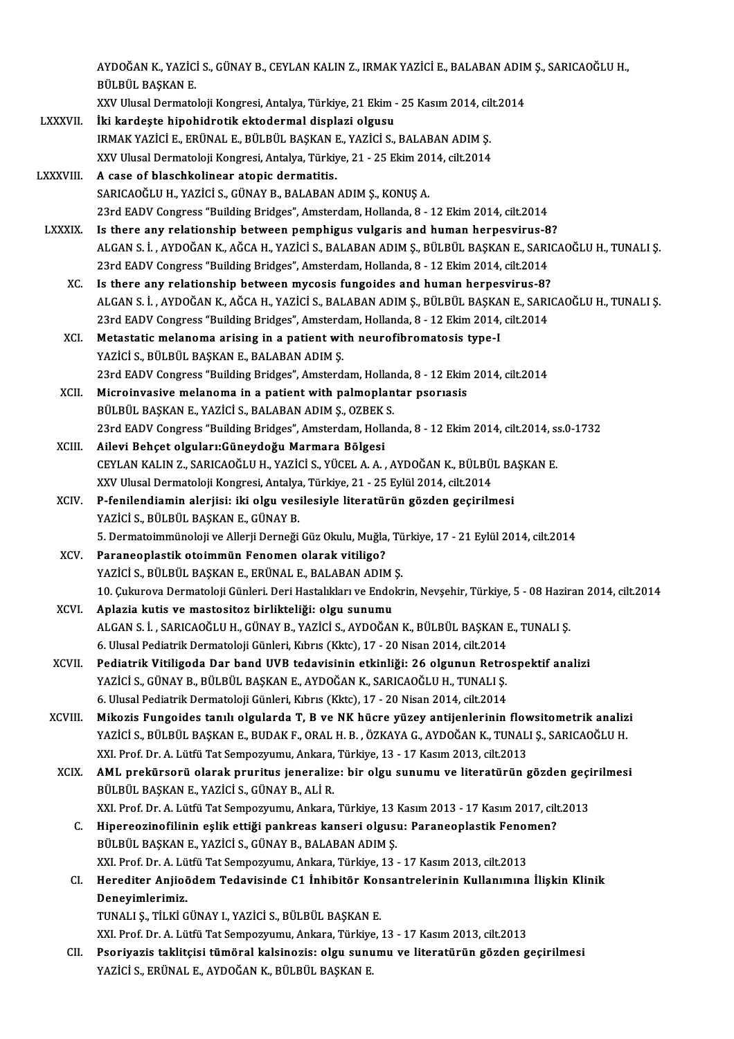AYDOĞAN K., YAZİCİ S., GÜNAY B., CEYLAN KALIN Z., IRMAK YAZİCİ E., BALABAN ADIM Ş., SARICAOĞLU H., BÜLBÜL BAŞKAN E.
XXV Ulusal Dermatoloji Kongresi, Antalya, Türkiye, 21 Ekim - 25 Kasım 2014, cilt.2014

LXXXVII. **İki kardeşte hipohidrotik ektodermal displazi olgusu**
IRMAK YAZİCİ E., ERÜNAL E., BÜLBÜL BAŞKAN E., YAZİCİ S., BALABAN ADIM Ş.
XXV Ulusal Dermatoloji Kongresi, Antalya, Türkiye, 21 - 25 Ekim 2014, cilt.2014

LXXXVIII. **A case of blaschkolinear atopic dermatitis.**
SARICAOĞLU H., YAZİCİ S., GÜNAY B., BALABAN ADIM Ş., KONUŞ A.
23rd EADV Congress "Building Bridges", Amsterdam, Hollanda, 8 - 12 Ekim 2014, cilt.2014

LXXXIX. **Is there any relationship between pemphigus vulgaris and human herpesvirus-8?**
ALGAN S. İ. , AYDOĞAN K., AĞCA H., YAZİCİ S., BALABAN ADIM Ş., BÜLBÜL BAŞKAN E., SARICAOĞLU H., TUNALI Ş.
23rd EADV Congress "Building Bridges", Amsterdam, Hollanda, 8 - 12 Ekim 2014, cilt.2014

XC. **Is there any relationship between mycosis fungoides and human herpesvirus-8?**
ALGAN S. İ. , AYDOĞAN K., AĞCA H., YAZİCİ S., BALABAN ADIM Ş., BÜLBÜL BAŞKAN E., SARICAOĞLU H., TUNALI Ş.
23rd EADV Congress "Building Bridges", Amsterdam, Hollanda, 8 - 12 Ekim 2014, cilt.2014

XCI. **Metastatic melanoma arising in a patient with neurofibromatosis type-I**
YAZİCİ S., BÜLBÜL BAŞKAN E., BALABAN ADIM Ş.
23rd EADV Congress "Building Bridges", Amsterdam, Hollanda, 8 - 12 Ekim 2014, cilt.2014

XCII. **Microinvasive melanoma in a patient with palmoplantar psorıasis**
BÜLBÜL BAŞKAN E., YAZİCİ S., BALABAN ADIM Ş., OZBEK S.
23rd EADV Congress "Building Bridges", Amsterdam, Hollanda, 8 - 12 Ekim 2014, cilt.2014, ss.0-1732

XCIII. **Ailevi Behçet olguları:Güneydoğu Marmara Bölgesi**
CEYLAN KALIN Z., SARICAOĞLU H., YAZİCİ S., YÜCEL A. A. , AYDOĞAN K., BÜLBÜL BAŞKAN E.
XXV Ulusal Dermatoloji Kongresi, Antalya, Türkiye, 21 - 25 Eylül 2014, cilt.2014

XCIV. **P-fenilendiamin alerjisi: iki olgu vesilesiyle literatürün gözden geçirilmesi**
YAZİCİ S., BÜLBÜL BAŞKAN E., GÜNAY B.
5. Dermatoimmünoloji ve Allerji Derneği Güz Okulu, Muğla, Türkiye, 17 - 21 Eylül 2014, cilt.2014

XCV. **Paraneoplastik otoimmün Fenomen olarak vitiligo?**
YAZİCİ S., BÜLBÜL BAŞKAN E., ERÜNAL E., BALABAN ADIM Ş.
10. Çukurova Dermatoloji Günleri. Deri Hastalıkları ve Endokrin, Nevşehir, Türkiye, 5 - 08 Haziran 2014, cilt.2014

XCVI. **Aplazia kutis ve mastositoz birlikteliği: olgu sunumu**
ALGAN S. İ. , SARICAOĞLU H., GÜNAY B., YAZİCİ S., AYDOĞAN K., BÜLBÜL BAŞKAN E., TUNALI Ş.
6. Ulusal Pediatrik Dermatoloji Günleri, Kıbrıs (Kktc), 17 - 20 Nisan 2014, cilt.2014

XCVII. **Pediatrik Vitiligoda Dar band UVB tedavisinin etkinliği: 26 olgunun Retrospektif analizi**
YAZİCİ S., GÜNAY B., BÜLBÜL BAŞKAN E., AYDOĞAN K., SARICAOĞLU H., TUNALI Ş.
6. Ulusal Pediatrik Dermatoloji Günleri, Kıbrıs (Kktc), 17 - 20 Nisan 2014, cilt.2014

XCVIII. **Mikozis Fungoides tanılı olgularda T, B ve NK hücre yüzey antijenlerinin flowsitometrik analizi**
YAZİCİ S., BÜLBÜL BAŞKAN E., BUDAK F., ORAL H. B. , ÖZKAYA G., AYDOĞAN K., TUNALI Ş., SARICAOĞLU H.
XXI. Prof. Dr. A. Lütfü Tat Sempozyumu, Ankara, Türkiye, 13 - 17 Kasım 2013, cilt.2013

XCIX. **AML prekürsorü olarak pruritus jeneralize: bir olgu sunumu ve literatürün gözden geçirilmesi**
BÜLBÜL BAŞKAN E., YAZİCİ S., GÜNAY B., ALİ R.
XXI. Prof. Dr. A. Lütfü Tat Sempozyumu, Ankara, Türkiye, 13 Kasım 2013 - 17 Kasım 2017, cilt.2013

C. **Hipereozinofilinin eşlik ettiği pankreas kanseri olgusu: Paraneoplastik Fenomen?**
BÜLBÜL BAŞKAN E., YAZİCİ S., GÜNAY B., BALABAN ADIM Ş.
XXI. Prof. Dr. A. Lütfü Tat Sempozyumu, Ankara, Türkiye, 13 - 17 Kasım 2013, cilt.2013

CI. **Herediter Anjioödem Tedavisinde C1 İnhibitör Konsantrelerinin Kullanımına İlişkin Klinik Deneyimlerimiz.**
TUNALI Ş., TİLKİ GÜNAY I., YAZİCİ S., BÜLBÜL BAŞKAN E.
XXI. Prof. Dr. A. Lütfü Tat Sempozyumu, Ankara, Türkiye, 13 - 17 Kasım 2013, cilt.2013

CII. **Psoriyazis taklitçisi tümöral kalsinozis: olgu sunumu ve literatürün gözden geçirilmesi**
YAZİCİ S., ERÜNAL E., AYDOĞAN K., BÜLBÜL BAŞKAN E.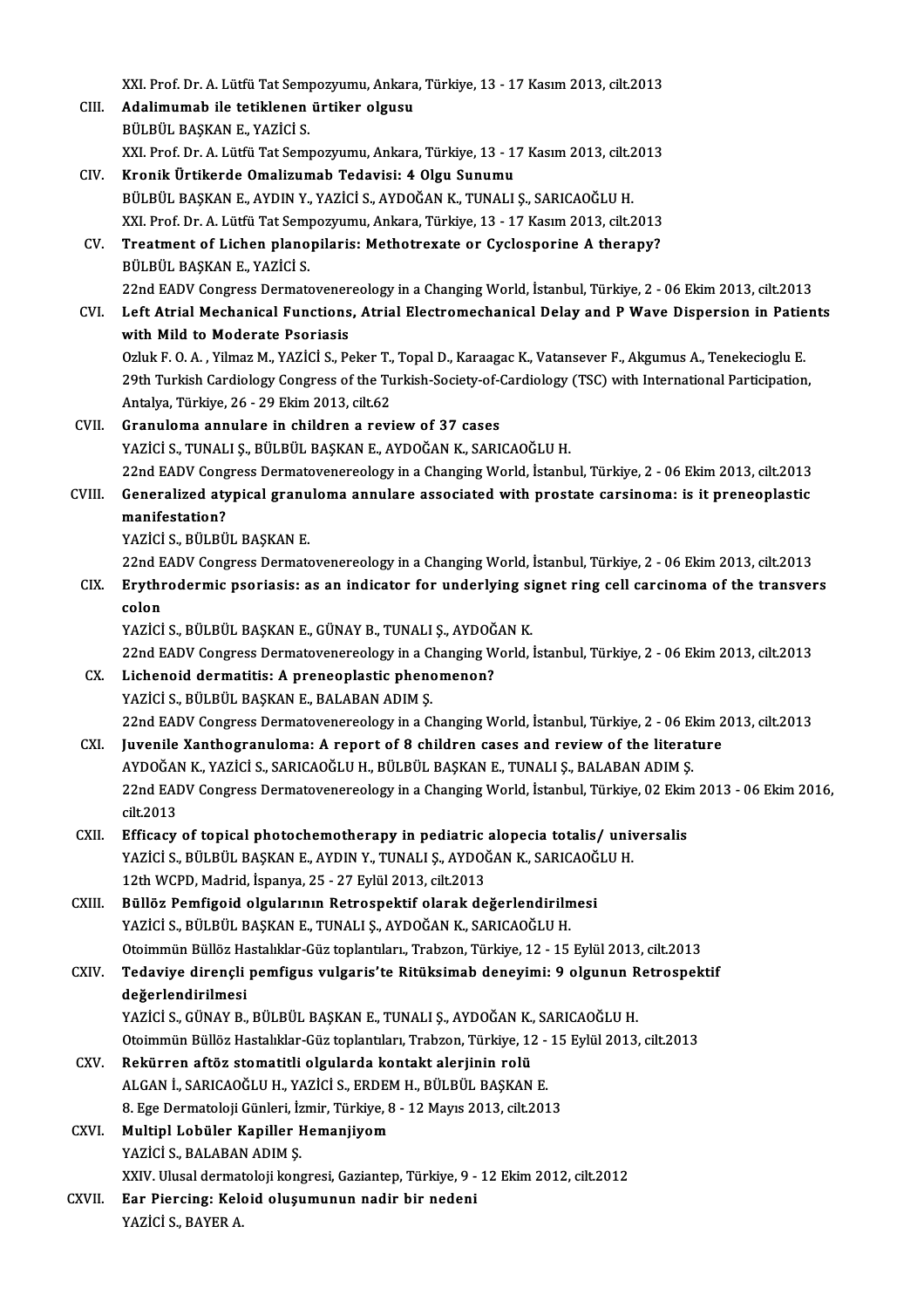XXI. Prof. Dr. A. Lütfü Tat Sempozyumu, Ankara, Türkiye, 13 - 17 Kasım 2013, cilt.2013

CIII. **Adalimumab ile tetiklenen ürtiker olgusu**
BÜLBÜL BAŞKAN E., YAZİCİ S.
XXI. Prof. Dr. A. Lütfü Tat Sempozyumu, Ankara, Türkiye, 13 - 17 Kasım 2013, cilt.2013

CIV. **Kronik Ürtikerde Omalizumab Tedavisi: 4 Olgu Sunumu**
BÜLBÜL BAŞKAN E., AYDIN Y., YAZİCİ S., AYDOĞAN K., TUNALI Ş., SARICAOĞLU H.
XXI. Prof. Dr. A. Lütfü Tat Sempozyumu, Ankara, Türkiye, 13 - 17 Kasım 2013, cilt.2013

CV. **Treatment of Lichen planopilaris: Methotrexate or Cyclosporine A therapy?**
BÜLBÜL BAŞKAN E., YAZİCİ S.
22nd EADV Congress Dermatovenereology in a Changing World, İstanbul, Türkiye, 2 - 06 Ekim 2013, cilt.2013

CVI. **Left Atrial Mechanical Functions, Atrial Electromechanical Delay and P Wave Dispersion in Patients with Mild to Moderate Psoriasis**
Ozluk F. O. A. , Yilmaz M., YAZİCİ S., Peker T., Topal D., Karaagac K., Vatansever F., Akgumus A., Tenekecioglu E.
29th Turkish Cardiology Congress of the Turkish-Society-of-Cardiology (TSC) with International Participation, Antalya, Türkiye, 26 - 29 Ekim 2013, cilt.62

CVII. **Granuloma annulare in children a review of 37 cases**
YAZİCİ S., TUNALI Ş., BÜLBÜL BAŞKAN E., AYDOĞAN K., SARICAOĞLU H.
22nd EADV Congress Dermatovenereology in a Changing World, İstanbul, Türkiye, 2 - 06 Ekim 2013, cilt.2013

CVIII. **Generalized atypical granuloma annulare associated with prostate carsinoma: is it preneoplastic manifestation?**
YAZİCİ S., BÜLBÜL BAŞKAN E.
22nd EADV Congress Dermatovenereology in a Changing World, İstanbul, Türkiye, 2 - 06 Ekim 2013, cilt.2013

CIX. **Erythrodermic psoriasis: as an indicator for underlying signet ring cell carcinoma of the transvers colon**
YAZİCİ S., BÜLBÜL BAŞKAN E., GÜNAY B., TUNALI Ş., AYDOĞAN K.
22nd EADV Congress Dermatovenereology in a Changing World, İstanbul, Türkiye, 2 - 06 Ekim 2013, cilt.2013

CX. **Lichenoid dermatitis: A preneoplastic phenomenon?**
YAZİCİ S., BÜLBÜL BAŞKAN E., BALABAN ADIM Ş.
22nd EADV Congress Dermatovenereology in a Changing World, İstanbul, Türkiye, 2 - 06 Ekim 2013, cilt.2013

CXI. **Juvenile Xanthogranuloma: A report of 8 children cases and review of the literature**
AYDOĞAN K., YAZİCİ S., SARICAOĞLU H., BÜLBÜL BAŞKAN E., TUNALI Ş., BALABAN ADIM Ş.
22nd EADV Congress Dermatovenereology in a Changing World, İstanbul, Türkiye, 02 Ekim 2013 - 06 Ekim 2016, cilt.2013

CXII. **Efficacy of topical photochemotherapy in pediatric alopecia totalis/ universalis**
YAZİCİ S., BÜLBÜL BAŞKAN E., AYDIN Y., TUNALI Ş., AYDOĞAN K., SARICAOĞLU H.
12th WCPD, Madrid, İspanya, 25 - 27 Eylül 2013, cilt.2013

CXIII. **Büllöz Pemfigoid olgularının Retrospektif olarak değerlendirilmesi**
YAZİCİ S., BÜLBÜL BAŞKAN E., TUNALI Ş., AYDOĞAN K., SARICAOĞLU H.
Otoimmün Büllöz Hastalıklar-Güz toplantıları, Trabzon, Türkiye, 12 - 15 Eylül 2013, cilt.2013

CXIV. **Tedaviye dirençli pemfigus vulgaris'te Ritüksimab deneyimi: 9 olgunun Retrospektif değerlendirilmesi**
YAZİCİ S., GÜNAY B., BÜLBÜL BAŞKAN E., TUNALI Ş., AYDOĞAN K., SARICAOĞLU H.
Otoimmün Büllöz Hastalıklar-Güz toplantıları, Trabzon, Türkiye, 12 - 15 Eylül 2013, cilt.2013

CXV. **Rekürren aftöz stomatitli olgularda kontakt alerjinin rolü**
ALGAN İ., SARICAOĞLU H., YAZİCİ S., ERDEM H., BÜLBÜL BAŞKAN E.
8. Ege Dermatoloji Günleri, İzmir, Türkiye, 8 - 12 Mayıs 2013, cilt.2013

CXVI. **Multipl Lobüler Kapiller Hemanjiyom**
YAZİCİ S., BALABAN ADIM Ş.
XXIV. Ulusal dermatoloji kongresi, Gaziantep, Türkiye, 9 - 12 Ekim 2012, cilt.2012

CXVII. **Ear Piercing: Keloid oluşumunun nadir bir nedeni**
YAZİCİ S., BAYER A.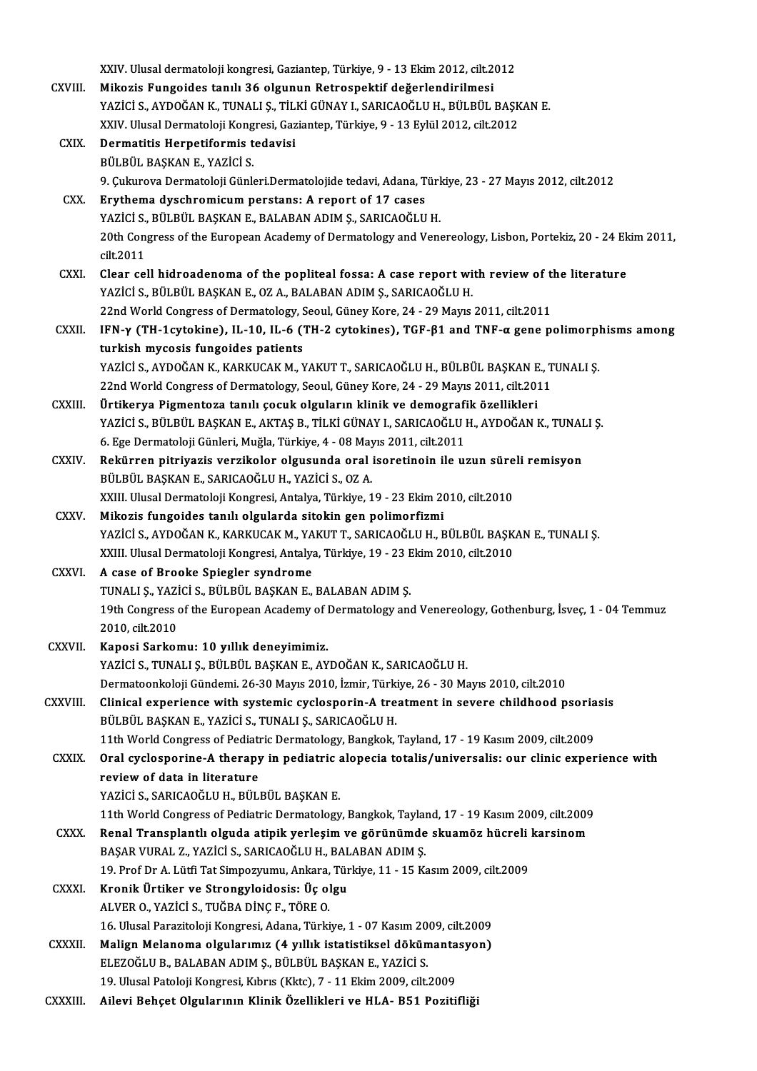XXIV. Ulusal dermatoloji kongresi, Gaziantep, Türkiye, 9 - 13 Ekim 2012, cilt.2012

CXVIII. **Mikozis Fungoides tanılı 36 olgunun Retrospektif değerlendirilmesi**
YAZİCİ S., AYDOĞAN K., TUNALI Ş., TİLKİ GÜNAY I., SARICAOĞLU H., BÜLBÜL BAŞKAN E.
XXIV. Ulusal Dermatoloji Kongresi, Gaziantep, Türkiye, 9 - 13 Eylül 2012, cilt.2012

CXIX. **Dermatitis Herpetiformis tedavisi**
BÜLBÜL BAŞKAN E., YAZİCİ S.
9. Çukurova Dermatoloji Günleri.Dermatolojide tedavi, Adana, Türkiye, 23 - 27 Mayıs 2012, cilt.2012

CXX. **Erythema dyschromicum perstans: A report of 17 cases**
YAZİCİ S., BÜLBÜL BAŞKAN E., BALABAN ADIM Ş., SARICAOĞLU H.
20th Congress of the European Academy of Dermatology and Venereology, Lisbon, Portekiz, 20 - 24 Ekim 2011, cilt.2011

CXXI. **Clear cell hidroadenoma of the popliteal fossa: A case report with review of the literature**
YAZİCİ S., BÜLBÜL BAŞKAN E., OZ A., BALABAN ADIM Ş., SARICAOĞLU H.
22nd World Congress of Dermatology, Seoul, Güney Kore, 24 - 29 Mayıs 2011, cilt.2011

CXXII. **IFN-γ (TH-1cytokine), IL-10, IL-6 (TH-2 cytokines), TGF-β1 and TNF-α gene polimorphisms among turkish mycosis fungoides patients**
YAZİCİ S., AYDOĞAN K., KARKUCAK M., YAKUT T., SARICAOĞLU H., BÜLBÜL BAŞKAN E., TUNALI Ş.
22nd World Congress of Dermatology, Seoul, Güney Kore, 24 - 29 Mayıs 2011, cilt.2011

CXXIII. **Ürtikerya Pigmentoza tanılı çocuk olguların klinik ve demografik özellikleri**
YAZİCİ S., BÜLBÜL BAŞKAN E., AKTAŞ B., TİLKİ GÜNAY I., SARICAOĞLU H., AYDOĞAN K., TUNALI Ş.
6. Ege Dermatoloji Günleri, Muğla, Türkiye, 4 - 08 Mayıs 2011, cilt.2011

CXXIV. **Rekürren pitriyazis verzikolor olgusunda oral isoretinoin ile uzun süreli remisyon**
BÜLBÜL BAŞKAN E., SARICAOĞLU H., YAZİCİ S., OZ A.
XXIII. Ulusal Dermatoloji Kongresi, Antalya, Türkiye, 19 - 23 Ekim 2010, cilt.2010

CXXV. **Mikozis fungoides tanılı olgularda sitokin gen polimorfizmi**
YAZİCİ S., AYDOĞAN K., KARKUCAK M., YAKUT T., SARICAOĞLU H., BÜLBÜL BAŞKAN E., TUNALI Ş.
XXIII. Ulusal Dermatoloji Kongresi, Antalya, Türkiye, 19 - 23 Ekim 2010, cilt.2010

CXXVI. **A case of Brooke Spiegler syndrome**
TUNALI Ş., YAZİCİ S., BÜLBÜL BAŞKAN E., BALABAN ADIM Ş.
19th Congress of the European Academy of Dermatology and Venereology, Gothenburg, İsveç, 1 - 04 Temmuz 2010, cilt.2010

CXXVII. **Kaposi Sarkomu: 10 yıllık deneyimimiz.**
YAZİCİ S., TUNALI Ş., BÜLBÜL BAŞKAN E., AYDOĞAN K., SARICAOĞLU H.
Dermatoonkoloji Gündemi. 26-30 Mayıs 2010, İzmir, Türkiye, 26 - 30 Mayıs 2010, cilt.2010

CXXVIII. **Clinical experience with systemic cyclosporin-A treatment in severe childhood psoriasis**
BÜLBÜL BAŞKAN E., YAZİCİ S., TUNALI Ş., SARICAOĞLU H.
11th World Congress of Pediatric Dermatology, Bangkok, Tayland, 17 - 19 Kasım 2009, cilt.2009

CXXIX. **Oral cyclosporine-A therapy in pediatric alopecia totalis/universalis: our clinic experience with review of data in literature**
YAZİCİ S., SARICAOĞLU H., BÜLBÜL BAŞKAN E.
11th World Congress of Pediatric Dermatology, Bangkok, Tayland, 17 - 19 Kasım 2009, cilt.2009

CXXX. **Renal Transplantlı olguda atipik yerleşim ve görünümde skuamöz hücreli karsinom**
BAŞAR VURAL Z., YAZİCİ S., SARICAOĞLU H., BALABAN ADIM Ş.
19. Prof Dr A. Lütfi Tat Simpozyumu, Ankara, Türkiye, 11 - 15 Kasım 2009, cilt.2009

CXXXI. **Kronik Ürtiker ve Strongyloidosis: Üç olgu**
ALVER O., YAZİCİ S., TUĞBA DİNÇ F., TÖRE O.
16. Ulusal Parazitoloji Kongresi, Adana, Türkiye, 1 - 07 Kasım 2009, cilt.2009

CXXXII. **Malign Melanoma olgularımız (4 yıllık istatistiksel dökümantasyon)**
ELEZOĞLU B., BALABAN ADIM Ş., BÜLBÜL BAŞKAN E., YAZİCİ S.
19. Ulusal Patoloji Kongresi, Kıbrıs (Kktc), 7 - 11 Ekim 2009, cilt.2009

CXXXIII. **Ailevi Behçet Olgularının Klinik Özellikleri ve HLA- B51 Pozitifliği**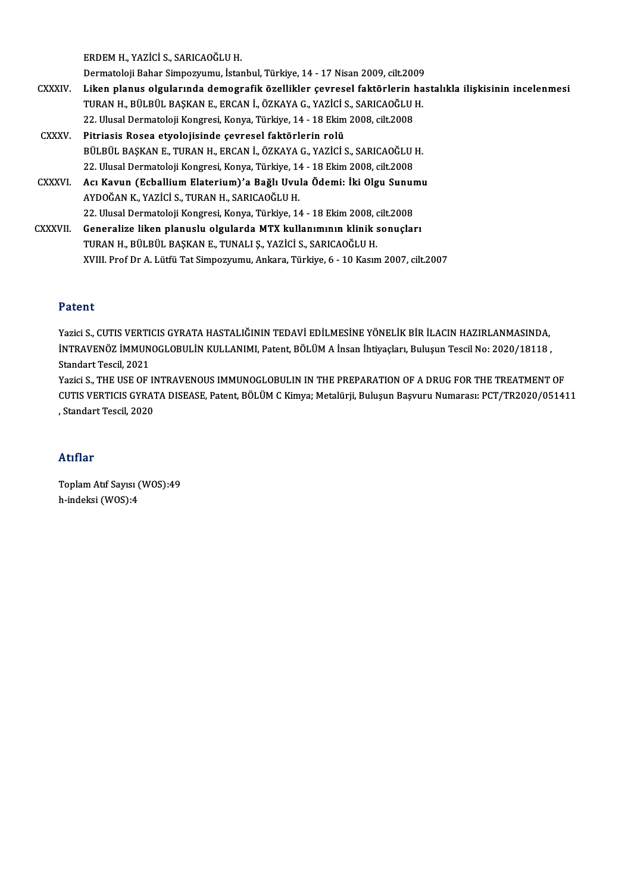ERDEM H., YAZİCİ S., SARICAOĞLU H.
Dermatoloji Bahar Simpozyumu, İstanbul, Türkiye, 14 - 17 Nisan 2009, cilt.2009

CXXXIV. **Liken planus olgularında demografik özellikler çevresel faktörlerin hastalıkla ilişkisinin incelenmesi**
TURAN H., BÜLBÜL BAŞKAN E., ERCAN İ., ÖZKAYA G., YAZİCİ S., SARICAOĞLU H.
22. Ulusal Dermatoloji Kongresi, Konya, Türkiye, 14 - 18 Ekim 2008, cilt.2008

CXXXV. **Pitriasis Rosea etyolojisinde çevresel faktörlerin rolü**
BÜLBÜL BAŞKAN E., TURAN H., ERCAN İ., ÖZKAYA G., YAZİCİ S., SARICAOĞLU H.
22. Ulusal Dermatoloji Kongresi, Konya, Türkiye, 14 - 18 Ekim 2008, cilt.2008

CXXXVI. **Acı Kavun (Ecballium Elaterium)'a Bağlı Uvula Ödemi: İki Olgu Sunumu**
AYDOĞAN K., YAZİCİ S., TURAN H., SARICAOĞLU H.
22. Ulusal Dermatoloji Kongresi, Konya, Türkiye, 14 - 18 Ekim 2008, cilt.2008

CXXXVII. **Generalize liken planuslu olgularda MTX kullanımının klinik sonuçları**
TURAN H., BÜLBÜL BAŞKAN E., TUNALI Ş., YAZİCİ S., SARICAOĞLU H.
XVIII. Prof Dr A. Lütfü Tat Simpozyumu, Ankara, Türkiye, 6 - 10 Kasım 2007, cilt.2007

## Patent

Yazici S., CUTIS VERTICIS GYRATA HASTALIĞININ TEDAVİ EDİLMESİNE YÖNELİK BİR İLACIN HAZIRLANMASINDA, İNTRAVENÖZ İMMUNOGLOBULİN KULLANIMI, Patent, BÖLÜM A İnsan İhtiyaçları, Buluşun Tescil No: 2020/18118 , Standart Tescil, 2021

Yazici S., THE USE OF INTRAVENOUS IMMUNOGLOBULIN IN THE PREPARATION OF A DRUG FOR THE TREATMENT OF CUTIS VERTICIS GYRATA DISEASE, Patent, BÖLÜM C Kimya; Metalürji, Buluşun Başvuru Numarası: PCT/TR2020/051411 , Standart Tescil, 2020

## Atıflar

Toplam Atıf Sayısı (WOS):49
h-indeksi (WOS):4